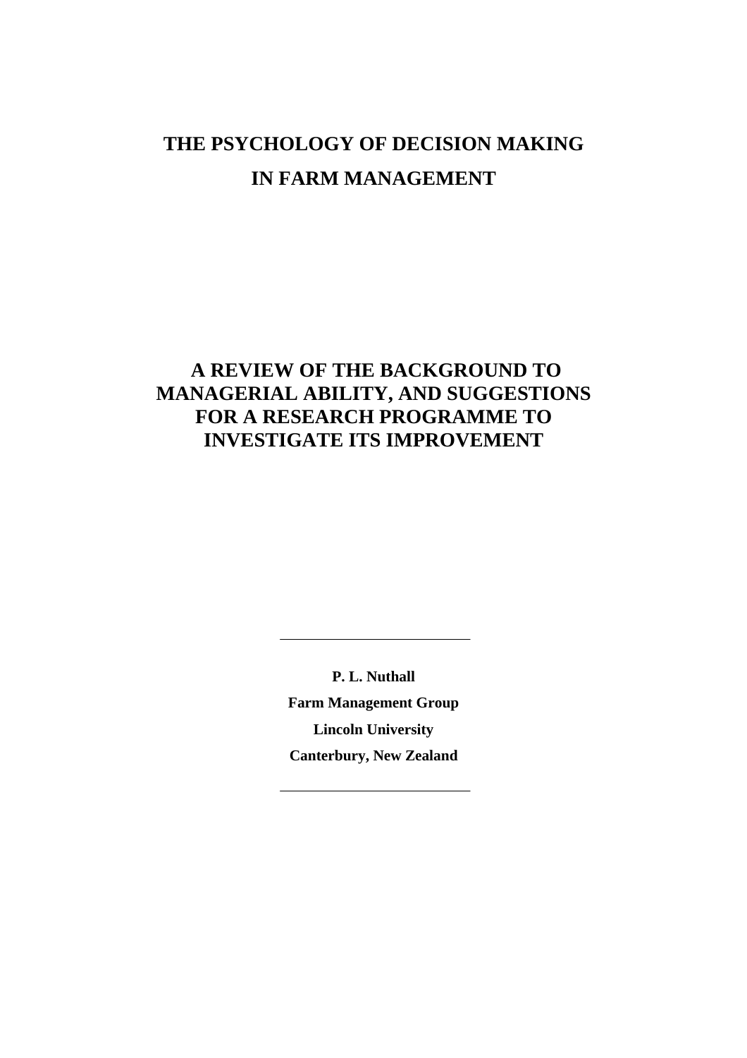# THE PSYCHOLOGY OF DECISION MAKING IN FARM MANAGEMENT

## A REVIEW OF THE BACKGROUND TO MANAGERIAL ABILITY, AND SUGGESTIONS FOR A RESEARCH PROGRAMME TO INVESTIGATE ITS IMPROVEMENT

---

**P. L. Nuthall**

**Farm Management Group**

**Lincoln University**

**Canterbury, New Zealand**

---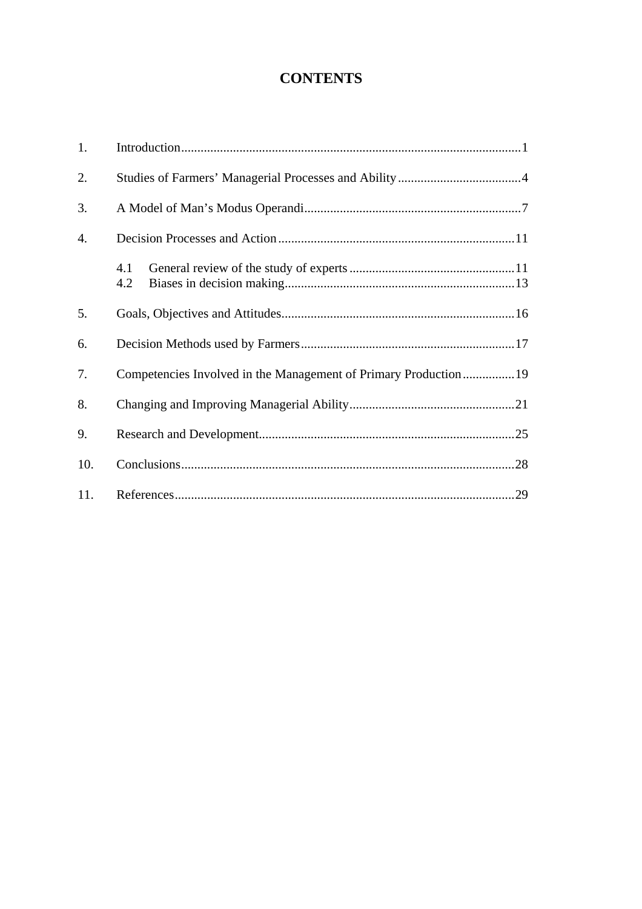# CONTENTS

1. Introduction ........................................................................................................ 1
2. Studies of Farmers' Managerial Processes and Ability ...................................... 4
3. A Model of Man's Modus Operandi ................................................................... 7
4. Decision Processes and Action ........................................................................ 11
   - 4.1 General review of the study of experts ................................................... 11
   - 4.2 Biases in decision making ....................................................................... 13
5. Goals, Objectives and Attitudes ....................................................................... 16
6. Decision Methods used by Farmers .................................................................. 17
7. Competencies Involved in the Management of Primary Production ................ 19
8. Changing and Improving Managerial Ability ................................................... 21
9. Research and Development .............................................................................. 25
10. Conclusions ...................................................................................................... 28
11. References ........................................................................................................ 29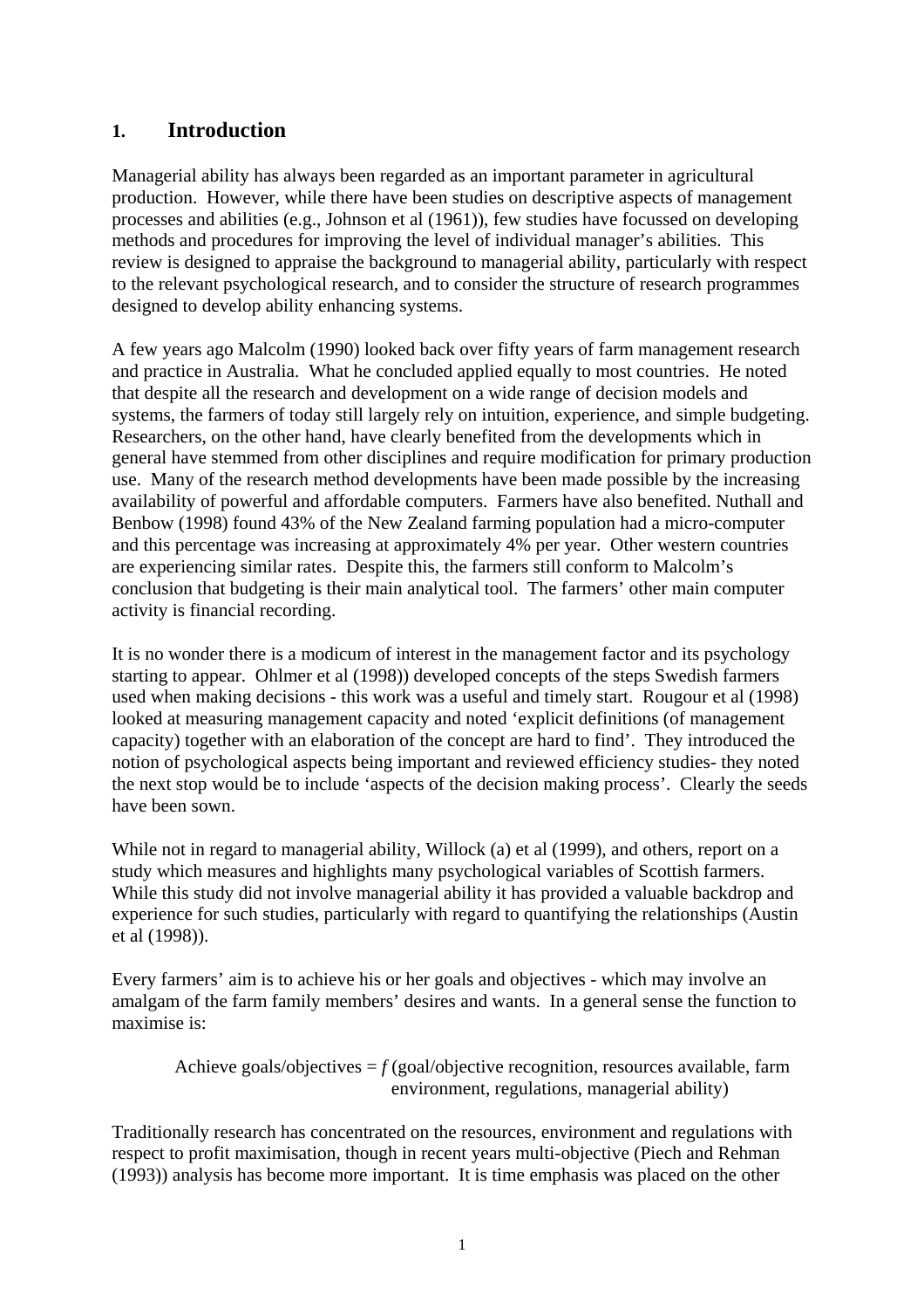## 1. Introduction

Managerial ability has always been regarded as an important parameter in agricultural production. However, while there have been studies on descriptive aspects of management processes and abilities (e.g., Johnson et al (1961)), few studies have focussed on developing methods and procedures for improving the level of individual manager's abilities. This review is designed to appraise the background to managerial ability, particularly with respect to the relevant psychological research, and to consider the structure of research programmes designed to develop ability enhancing systems.

A few years ago Malcolm (1990) looked back over fifty years of farm management research and practice in Australia. What he concluded applied equally to most countries. He noted that despite all the research and development on a wide range of decision models and systems, the farmers of today still largely rely on intuition, experience, and simple budgeting. Researchers, on the other hand, have clearly benefited from the developments which in general have stemmed from other disciplines and require modification for primary production use. Many of the research method developments have been made possible by the increasing availability of powerful and affordable computers. Farmers have also benefited. Nuthall and Benbow (1998) found 43% of the New Zealand farming population had a micro-computer and this percentage was increasing at approximately 4% per year. Other western countries are experiencing similar rates. Despite this, the farmers still conform to Malcolm's conclusion that budgeting is their main analytical tool. The farmers' other main computer activity is financial recording.

It is no wonder there is a modicum of interest in the management factor and its psychology starting to appear. Ohlmer et al (1998)) developed concepts of the steps Swedish farmers used when making decisions - this work was a useful and timely start. Rougour et al (1998) looked at measuring management capacity and noted 'explicit definitions (of management capacity) together with an elaboration of the concept are hard to find'. They introduced the notion of psychological aspects being important and reviewed efficiency studies- they noted the next stop would be to include 'aspects of the decision making process'. Clearly the seeds have been sown.

While not in regard to managerial ability, Willock (a) et al (1999), and others, report on a study which measures and highlights many psychological variables of Scottish farmers. While this study did not involve managerial ability it has provided a valuable backdrop and experience for such studies, particularly with regard to quantifying the relationships (Austin et al (1998)).

Every farmers' aim is to achieve his or her goals and objectives - which may involve an amalgam of the farm family members' desires and wants. In a general sense the function to maximise is:

Achieve goals/objectives = *f* (goal/objective recognition, resources available, farm environment, regulations, managerial ability)

Traditionally research has concentrated on the resources, environment and regulations with respect to profit maximisation, though in recent years multi-objective (Piech and Rehman (1993)) analysis has become more important. It is time emphasis was placed on the other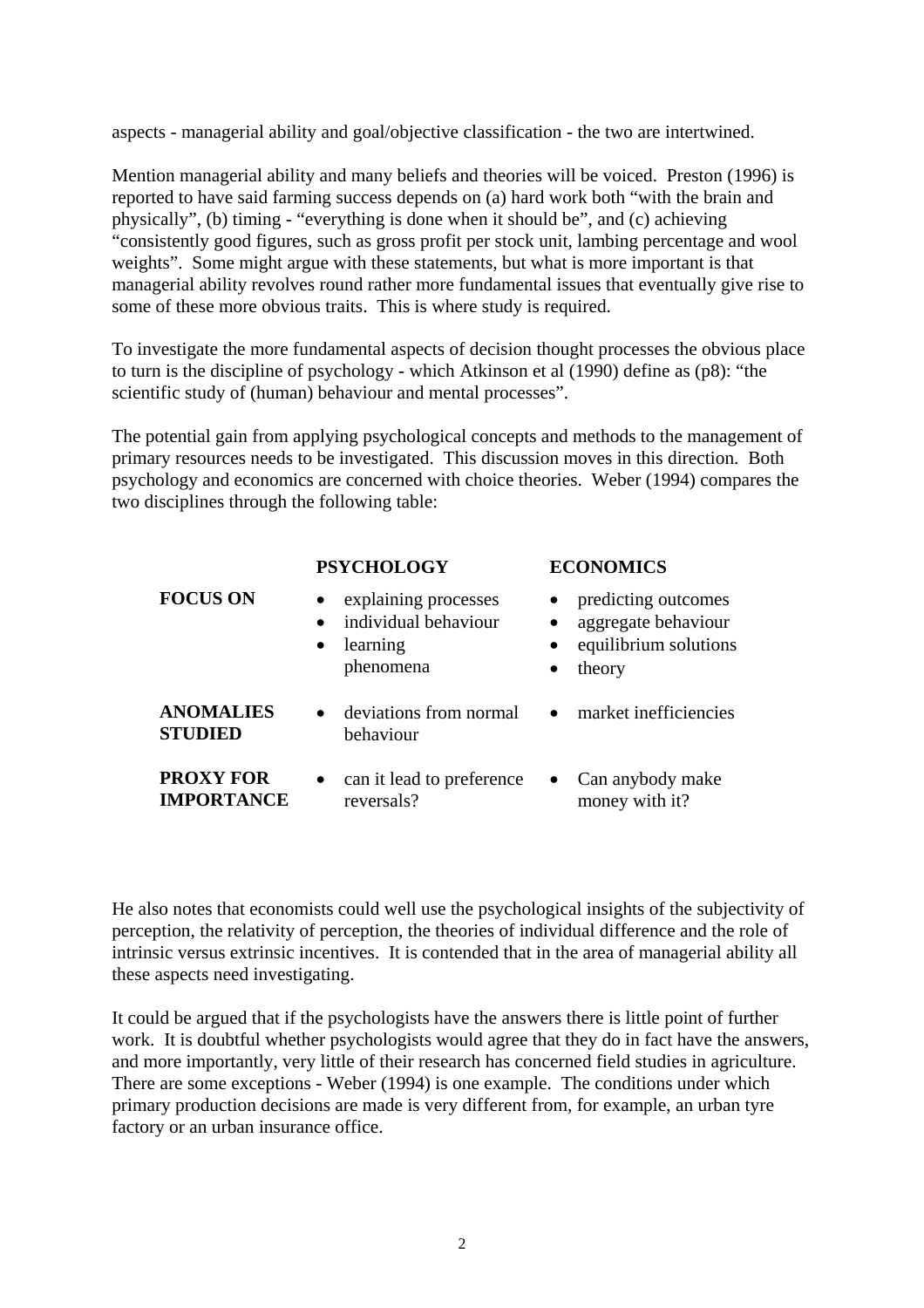aspects - managerial ability and goal/objective classification - the two are intertwined.

Mention managerial ability and many beliefs and theories will be voiced. Preston (1996) is reported to have said farming success depends on (a) hard work both "with the brain and physically", (b) timing - "everything is done when it should be", and (c) achieving "consistently good figures, such as gross profit per stock unit, lambing percentage and wool weights". Some might argue with these statements, but what is more important is that managerial ability revolves round rather more fundamental issues that eventually give rise to some of these more obvious traits. This is where study is required.

To investigate the more fundamental aspects of decision thought processes the obvious place to turn is the discipline of psychology - which Atkinson et al (1990) define as (p8): "the scientific study of (human) behaviour and mental processes".

The potential gain from applying psychological concepts and methods to the management of primary resources needs to be investigated. This discussion moves in this direction. Both psychology and economics are concerned with choice theories. Weber (1994) compares the two disciplines through the following table:

| | **PSYCHOLOGY** | **ECONOMICS** |
|---|---|---|
| **FOCUS ON** | • explaining processes<br>• individual behaviour<br>• learning phenomena | • predicting outcomes<br>• aggregate behaviour<br>• equilibrium solutions<br>• theory |
| **ANOMALIES STUDIED** | • deviations from normal behaviour | • market inefficiencies |
| **PROXY FOR IMPORTANCE** | • can it lead to preference reversals? | • Can anybody make money with it? |

He also notes that economists could well use the psychological insights of the subjectivity of perception, the relativity of perception, the theories of individual difference and the role of intrinsic versus extrinsic incentives. It is contended that in the area of managerial ability all these aspects need investigating.

It could be argued that if the psychologists have the answers there is little point of further work. It is doubtful whether psychologists would agree that they do in fact have the answers, and more importantly, very little of their research has concerned field studies in agriculture. There are some exceptions - Weber (1994) is one example. The conditions under which primary production decisions are made is very different from, for example, an urban tyre factory or an urban insurance office.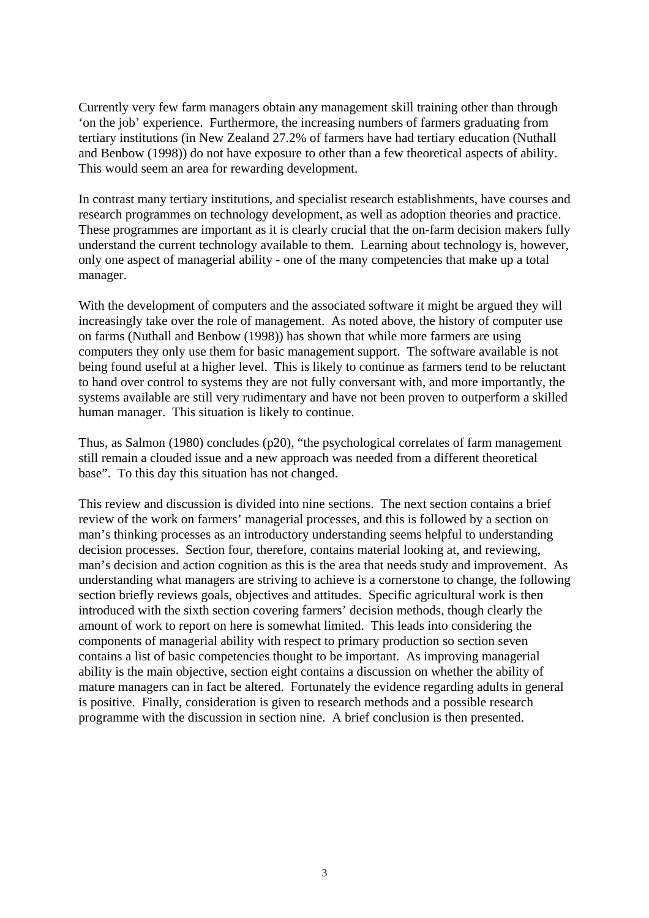Currently very few farm managers obtain any management skill training other than through 'on the job' experience. Furthermore, the increasing numbers of farmers graduating from tertiary institutions (in New Zealand 27.2% of farmers have had tertiary education (Nuthall and Benbow (1998)) do not have exposure to other than a few theoretical aspects of ability. This would seem an area for rewarding development.

In contrast many tertiary institutions, and specialist research establishments, have courses and research programmes on technology development, as well as adoption theories and practice. These programmes are important as it is clearly crucial that the on-farm decision makers fully understand the current technology available to them. Learning about technology is, however, only one aspect of managerial ability - one of the many competencies that make up a total manager.

With the development of computers and the associated software it might be argued they will increasingly take over the role of management. As noted above, the history of computer use on farms (Nuthall and Benbow (1998)) has shown that while more farmers are using computers they only use them for basic management support. The software available is not being found useful at a higher level. This is likely to continue as farmers tend to be reluctant to hand over control to systems they are not fully conversant with, and more importantly, the systems available are still very rudimentary and have not been proven to outperform a skilled human manager. This situation is likely to continue.

Thus, as Salmon (1980) concludes (p20), "the psychological correlates of farm management still remain a clouded issue and a new approach was needed from a different theoretical base". To this day this situation has not changed.

This review and discussion is divided into nine sections. The next section contains a brief review of the work on farmers' managerial processes, and this is followed by a section on man's thinking processes as an introductory understanding seems helpful to understanding decision processes. Section four, therefore, contains material looking at, and reviewing, man's decision and action cognition as this is the area that needs study and improvement. As understanding what managers are striving to achieve is a cornerstone to change, the following section briefly reviews goals, objectives and attitudes. Specific agricultural work is then introduced with the sixth section covering farmers' decision methods, though clearly the amount of work to report on here is somewhat limited. This leads into considering the components of managerial ability with respect to primary production so section seven contains a list of basic competencies thought to be important. As improving managerial ability is the main objective, section eight contains a discussion on whether the ability of mature managers can in fact be altered. Fortunately the evidence regarding adults in general is positive. Finally, consideration is given to research methods and a possible research programme with the discussion in section nine. A brief conclusion is then presented.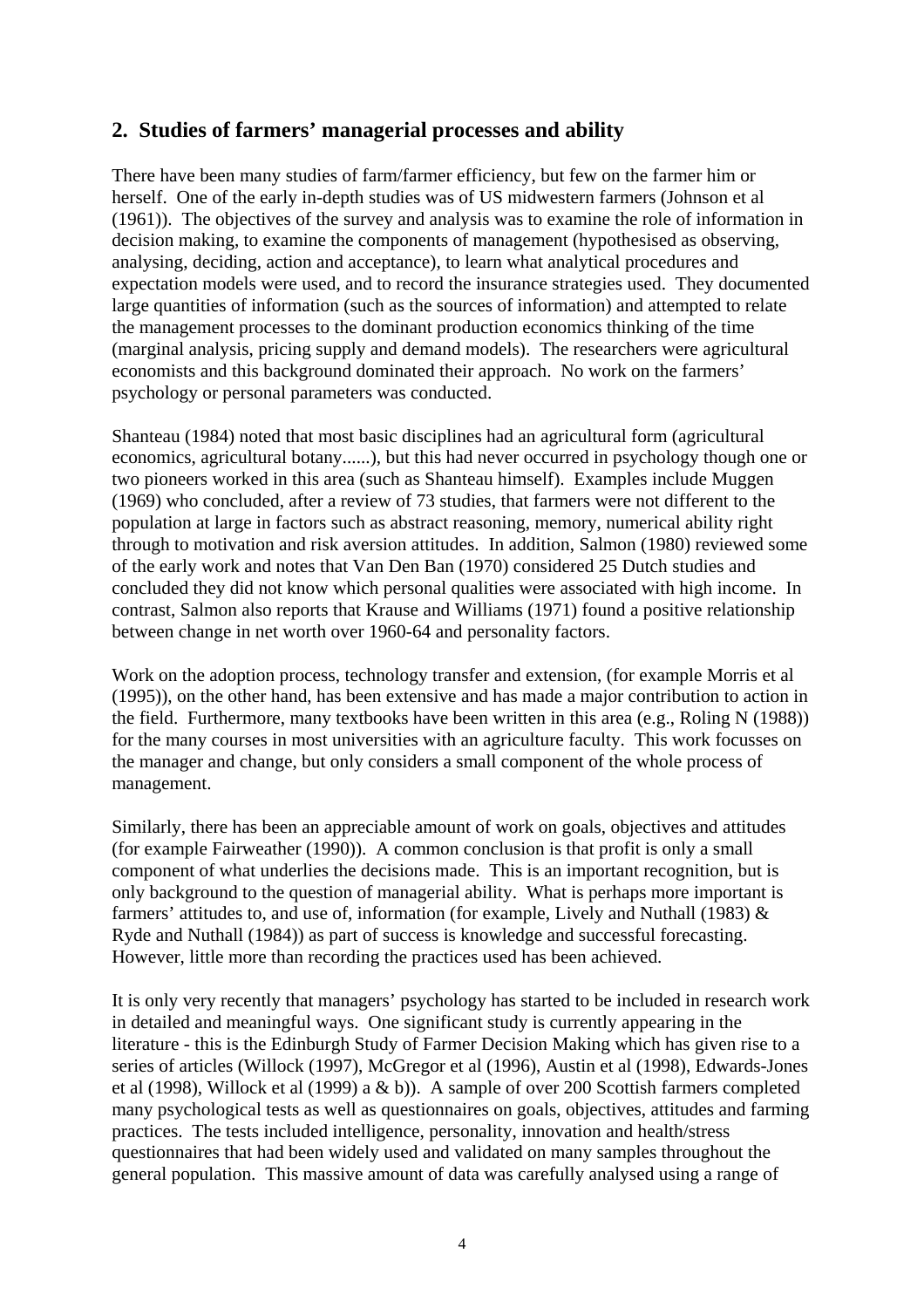## 2. Studies of farmers' managerial processes and ability

There have been many studies of farm/farmer efficiency, but few on the farmer him or herself. One of the early in-depth studies was of US midwestern farmers (Johnson et al (1961)). The objectives of the survey and analysis was to examine the role of information in decision making, to examine the components of management (hypothesised as observing, analysing, deciding, action and acceptance), to learn what analytical procedures and expectation models were used, and to record the insurance strategies used. They documented large quantities of information (such as the sources of information) and attempted to relate the management processes to the dominant production economics thinking of the time (marginal analysis, pricing supply and demand models). The researchers were agricultural economists and this background dominated their approach. No work on the farmers' psychology or personal parameters was conducted.

Shanteau (1984) noted that most basic disciplines had an agricultural form (agricultural economics, agricultural botany......), but this had never occurred in psychology though one or two pioneers worked in this area (such as Shanteau himself). Examples include Muggen (1969) who concluded, after a review of 73 studies, that farmers were not different to the population at large in factors such as abstract reasoning, memory, numerical ability right through to motivation and risk aversion attitudes. In addition, Salmon (1980) reviewed some of the early work and notes that Van Den Ban (1970) considered 25 Dutch studies and concluded they did not know which personal qualities were associated with high income. In contrast, Salmon also reports that Krause and Williams (1971) found a positive relationship between change in net worth over 1960-64 and personality factors.

Work on the adoption process, technology transfer and extension, (for example Morris et al (1995)), on the other hand, has been extensive and has made a major contribution to action in the field. Furthermore, many textbooks have been written in this area (e.g., Roling N (1988)) for the many courses in most universities with an agriculture faculty. This work focusses on the manager and change, but only considers a small component of the whole process of management.

Similarly, there has been an appreciable amount of work on goals, objectives and attitudes (for example Fairweather (1990)). A common conclusion is that profit is only a small component of what underlies the decisions made. This is an important recognition, but is only background to the question of managerial ability. What is perhaps more important is farmers' attitudes to, and use of, information (for example, Lively and Nuthall (1983) & Ryde and Nuthall (1984)) as part of success is knowledge and successful forecasting. However, little more than recording the practices used has been achieved.

It is only very recently that managers' psychology has started to be included in research work in detailed and meaningful ways. One significant study is currently appearing in the literature - this is the Edinburgh Study of Farmer Decision Making which has given rise to a series of articles (Willock (1997), McGregor et al (1996), Austin et al (1998), Edwards-Jones et al (1998), Willock et al (1999) a & b)). A sample of over 200 Scottish farmers completed many psychological tests as well as questionnaires on goals, objectives, attitudes and farming practices. The tests included intelligence, personality, innovation and health/stress questionnaires that had been widely used and validated on many samples throughout the general population. This massive amount of data was carefully analysed using a range of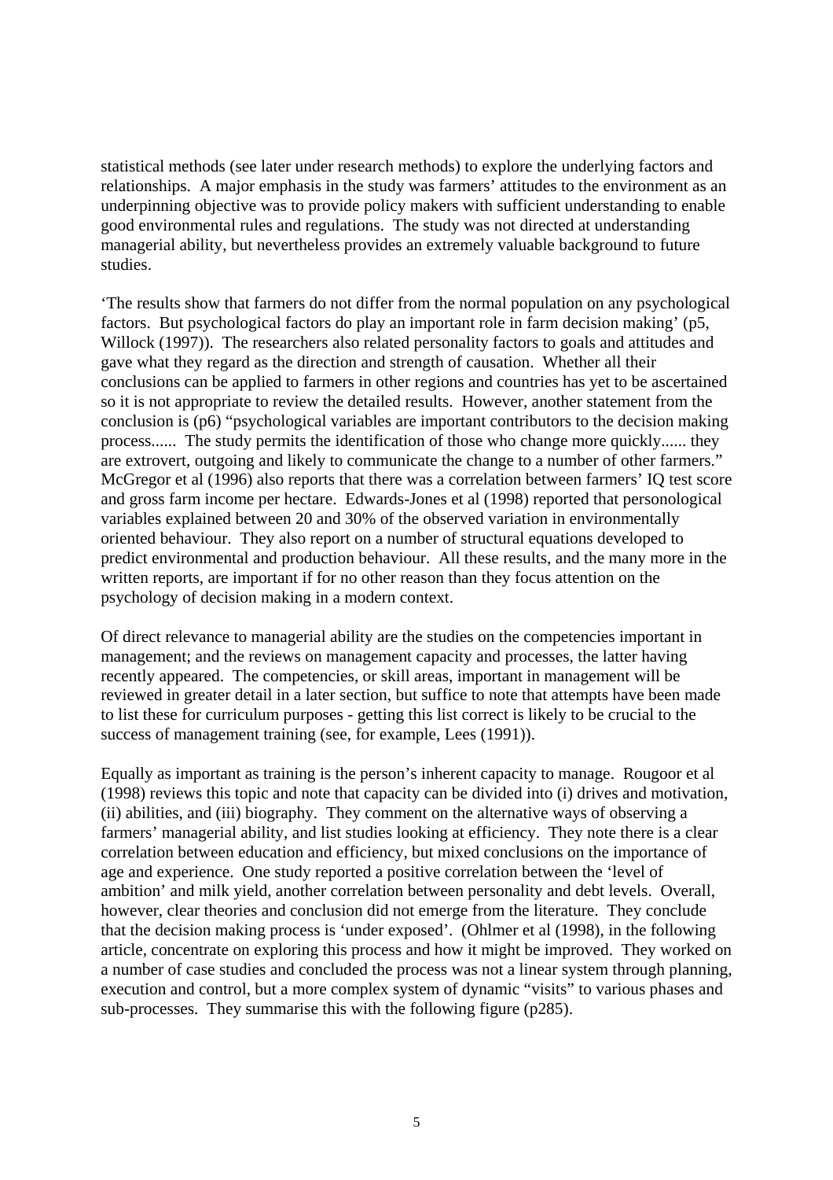statistical methods (see later under research methods) to explore the underlying factors and relationships. A major emphasis in the study was farmers' attitudes to the environment as an underpinning objective was to provide policy makers with sufficient understanding to enable good environmental rules and regulations. The study was not directed at understanding managerial ability, but nevertheless provides an extremely valuable background to future studies.

'The results show that farmers do not differ from the normal population on any psychological factors. But psychological factors do play an important role in farm decision making' (p5, Willock (1997)). The researchers also related personality factors to goals and attitudes and gave what they regard as the direction and strength of causation. Whether all their conclusions can be applied to farmers in other regions and countries has yet to be ascertained so it is not appropriate to review the detailed results. However, another statement from the conclusion is (p6) "psychological variables are important contributors to the decision making process...... The study permits the identification of those who change more quickly...... they are extrovert, outgoing and likely to communicate the change to a number of other farmers." McGregor et al (1996) also reports that there was a correlation between farmers' IQ test score and gross farm income per hectare. Edwards-Jones et al (1998) reported that personological variables explained between 20 and 30% of the observed variation in environmentally oriented behaviour. They also report on a number of structural equations developed to predict environmental and production behaviour. All these results, and the many more in the written reports, are important if for no other reason than they focus attention on the psychology of decision making in a modern context.

Of direct relevance to managerial ability are the studies on the competencies important in management; and the reviews on management capacity and processes, the latter having recently appeared. The competencies, or skill areas, important in management will be reviewed in greater detail in a later section, but suffice to note that attempts have been made to list these for curriculum purposes - getting this list correct is likely to be crucial to the success of management training (see, for example, Lees (1991)).

Equally as important as training is the person's inherent capacity to manage. Rougoor et al (1998) reviews this topic and note that capacity can be divided into (i) drives and motivation, (ii) abilities, and (iii) biography. They comment on the alternative ways of observing a farmers' managerial ability, and list studies looking at efficiency. They note there is a clear correlation between education and efficiency, but mixed conclusions on the importance of age and experience. One study reported a positive correlation between the 'level of ambition' and milk yield, another correlation between personality and debt levels. Overall, however, clear theories and conclusion did not emerge from the literature. They conclude that the decision making process is 'under exposed'. (Ohlmer et al (1998), in the following article, concentrate on exploring this process and how it might be improved. They worked on a number of case studies and concluded the process was not a linear system through planning, execution and control, but a more complex system of dynamic "visits" to various phases and sub-processes. They summarise this with the following figure (p285).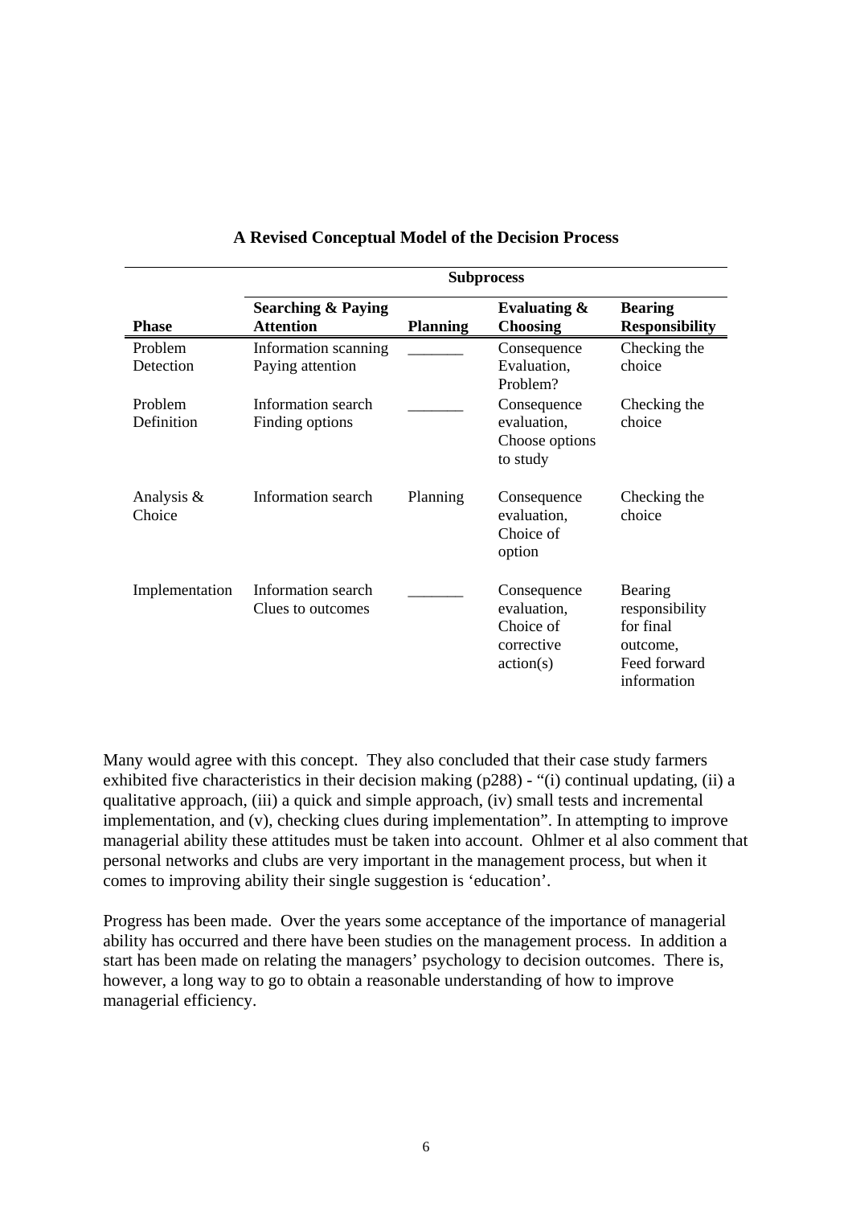**A Revised Conceptual Model of the Decision Process**

| | Subprocess | | | |
|---|---|---|---|---|
| **Phase** | **Searching & Paying Attention** | **Planning** | **Evaluating & Choosing** | **Bearing Responsibility** |
| Problem Detection | Information scanning Paying attention | _______ | Consequence Evaluation, Problem? | Checking the choice |
| Problem Definition | Information search Finding options | _______ | Consequence evaluation, Choose options to study | Checking the choice |
| Analysis & Choice | Information search | Planning | Consequence evaluation, Choice of option | Checking the choice |
| Implementation | Information search Clues to outcomes | _______ | Consequence evaluation, Choice of corrective action(s) | Bearing responsibility for final outcome, Feed forward information |

Many would agree with this concept. They also concluded that their case study farmers exhibited five characteristics in their decision making (p288) - "(i) continual updating, (ii) a qualitative approach, (iii) a quick and simple approach, (iv) small tests and incremental implementation, and (v), checking clues during implementation". In attempting to improve managerial ability these attitudes must be taken into account. Ohlmer et al also comment that personal networks and clubs are very important in the management process, but when it comes to improving ability their single suggestion is 'education'.

Progress has been made. Over the years some acceptance of the importance of managerial ability has occurred and there have been studies on the management process. In addition a start has been made on relating the managers' psychology to decision outcomes. There is, however, a long way to go to obtain a reasonable understanding of how to improve managerial efficiency.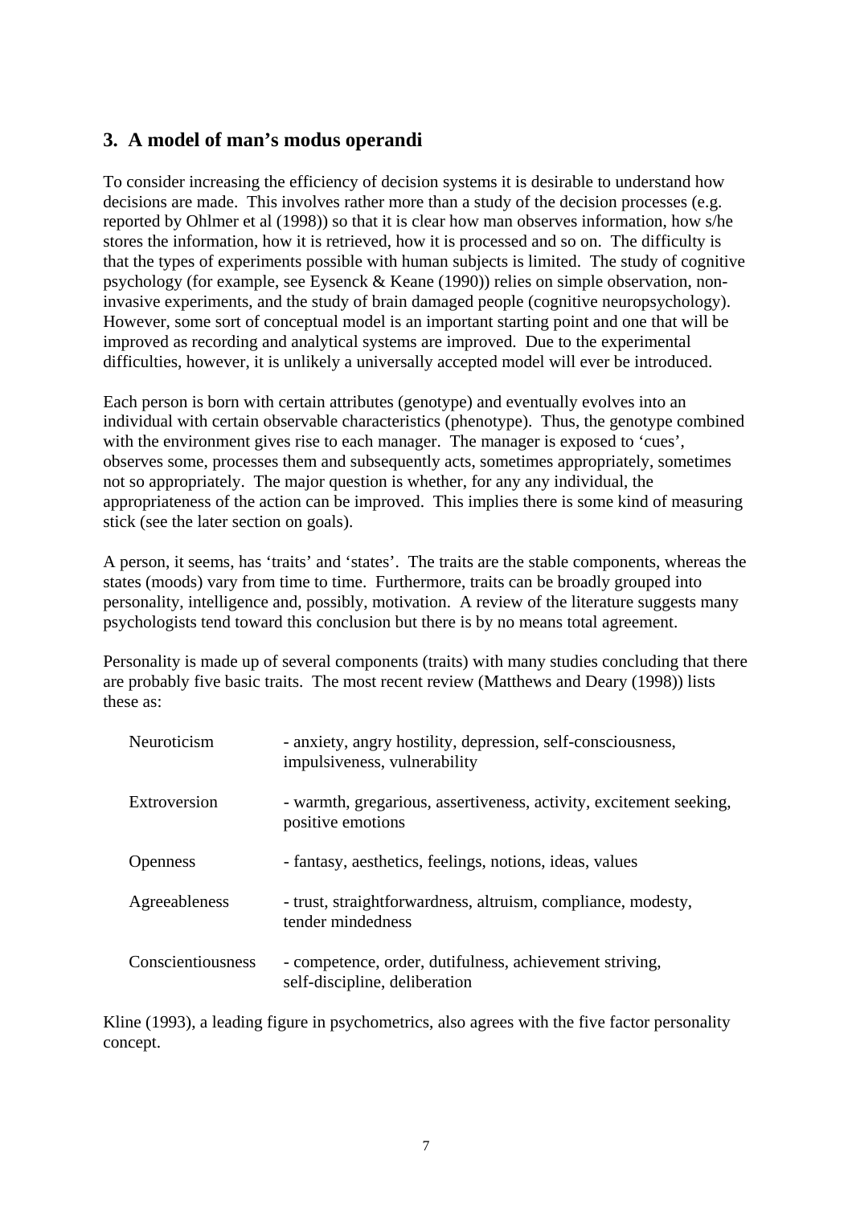## 3. A model of man's modus operandi

To consider increasing the efficiency of decision systems it is desirable to understand how decisions are made. This involves rather more than a study of the decision processes (e.g. reported by Ohlmer et al (1998)) so that it is clear how man observes information, how s/he stores the information, how it is retrieved, how it is processed and so on. The difficulty is that the types of experiments possible with human subjects is limited. The study of cognitive psychology (for example, see Eysenck & Keane (1990)) relies on simple observation, non-invasive experiments, and the study of brain damaged people (cognitive neuropsychology). However, some sort of conceptual model is an important starting point and one that will be improved as recording and analytical systems are improved. Due to the experimental difficulties, however, it is unlikely a universally accepted model will ever be introduced.

Each person is born with certain attributes (genotype) and eventually evolves into an individual with certain observable characteristics (phenotype). Thus, the genotype combined with the environment gives rise to each manager. The manager is exposed to 'cues', observes some, processes them and subsequently acts, sometimes appropriately, sometimes not so appropriately. The major question is whether, for any any individual, the appropriateness of the action can be improved. This implies there is some kind of measuring stick (see the later section on goals).

A person, it seems, has 'traits' and 'states'. The traits are the stable components, whereas the states (moods) vary from time to time. Furthermore, traits can be broadly grouped into personality, intelligence and, possibly, motivation. A review of the literature suggests many psychologists tend toward this conclusion but there is by no means total agreement.

Personality is made up of several components (traits) with many studies concluding that there are probably five basic traits. The most recent review (Matthews and Deary (1998)) lists these as:

| | |
|---|---|
| Neuroticism | - anxiety, angry hostility, depression, self-consciousness, impulsiveness, vulnerability |
| Extroversion | - warmth, gregarious, assertiveness, activity, excitement seeking, positive emotions |
| Openness | - fantasy, aesthetics, feelings, notions, ideas, values |
| Agreeableness | - trust, straightforwardness, altruism, compliance, modesty, tender mindedness |
| Conscientiousness | - competence, order, dutifulness, achievement striving, self-discipline, deliberation |

Kline (1993), a leading figure in psychometrics, also agrees with the five factor personality concept.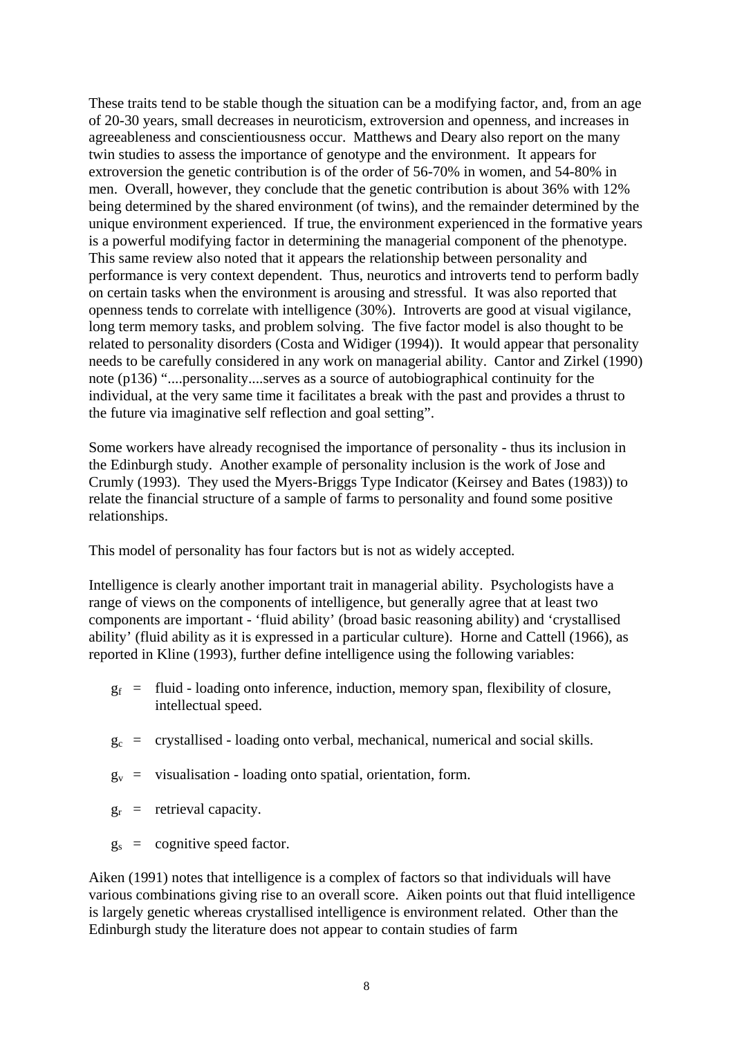These traits tend to be stable though the situation can be a modifying factor, and, from an age of 20-30 years, small decreases in neuroticism, extroversion and openness, and increases in agreeableness and conscientiousness occur. Matthews and Deary also report on the many twin studies to assess the importance of genotype and the environment. It appears for extroversion the genetic contribution is of the order of 56-70% in women, and 54-80% in men. Overall, however, they conclude that the genetic contribution is about 36% with 12% being determined by the shared environment (of twins), and the remainder determined by the unique environment experienced. If true, the environment experienced in the formative years is a powerful modifying factor in determining the managerial component of the phenotype. This same review also noted that it appears the relationship between personality and performance is very context dependent. Thus, neurotics and introverts tend to perform badly on certain tasks when the environment is arousing and stressful. It was also reported that openness tends to correlate with intelligence (30%). Introverts are good at visual vigilance, long term memory tasks, and problem solving. The five factor model is also thought to be related to personality disorders (Costa and Widiger (1994)). It would appear that personality needs to be carefully considered in any work on managerial ability. Cantor and Zirkel (1990) note (p136) "....personality....serves as a source of autobiographical continuity for the individual, at the very same time it facilitates a break with the past and provides a thrust to the future via imaginative self reflection and goal setting".

Some workers have already recognised the importance of personality - thus its inclusion in the Edinburgh study. Another example of personality inclusion is the work of Jose and Crumly (1993). They used the Myers-Briggs Type Indicator (Keirsey and Bates (1983)) to relate the financial structure of a sample of farms to personality and found some positive relationships.

This model of personality has four factors but is not as widely accepted.

Intelligence is clearly another important trait in managerial ability. Psychologists have a range of views on the components of intelligence, but generally agree that at least two components are important - 'fluid ability' (broad basic reasoning ability) and 'crystallised ability' (fluid ability as it is expressed in a particular culture). Horne and Cattell (1966), as reported in Kline (1993), further define intelligence using the following variables:

$g_f$ = fluid - loading onto inference, induction, memory span, flexibility of closure, intellectual speed.

$g_c$ = crystallised - loading onto verbal, mechanical, numerical and social skills.

$g_v$ = visualisation - loading onto spatial, orientation, form.

$g_r$ = retrieval capacity.

$g_s$ = cognitive speed factor.

Aiken (1991) notes that intelligence is a complex of factors so that individuals will have various combinations giving rise to an overall score. Aiken points out that fluid intelligence is largely genetic whereas crystallised intelligence is environment related. Other than the Edinburgh study the literature does not appear to contain studies of farm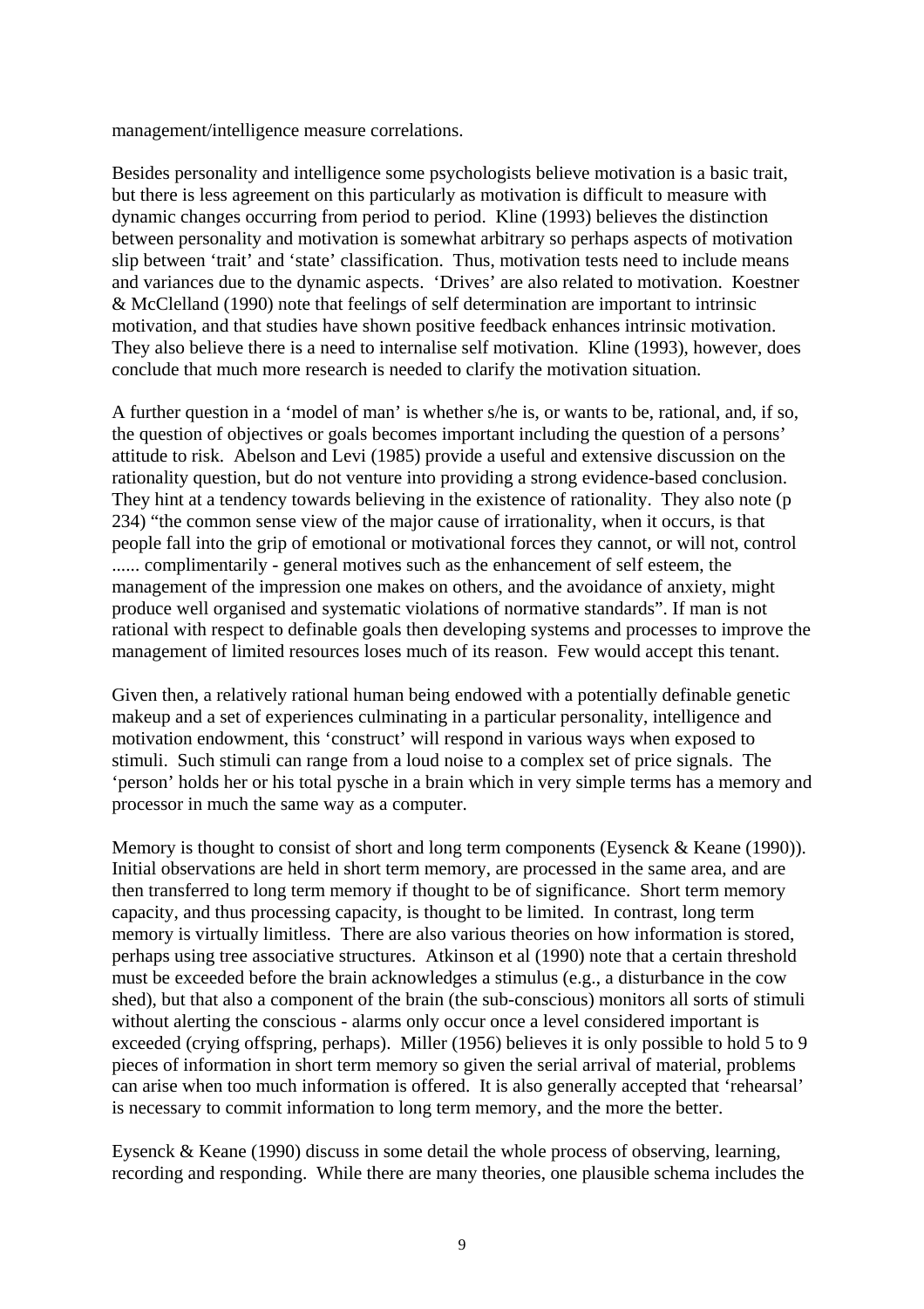management/intelligence measure correlations.

Besides personality and intelligence some psychologists believe motivation is a basic trait, but there is less agreement on this particularly as motivation is difficult to measure with dynamic changes occurring from period to period. Kline (1993) believes the distinction between personality and motivation is somewhat arbitrary so perhaps aspects of motivation slip between 'trait' and 'state' classification. Thus, motivation tests need to include means and variances due to the dynamic aspects. 'Drives' are also related to motivation. Koestner & McClelland (1990) note that feelings of self determination are important to intrinsic motivation, and that studies have shown positive feedback enhances intrinsic motivation. They also believe there is a need to internalise self motivation. Kline (1993), however, does conclude that much more research is needed to clarify the motivation situation.

A further question in a 'model of man' is whether s/he is, or wants to be, rational, and, if so, the question of objectives or goals becomes important including the question of a persons' attitude to risk. Abelson and Levi (1985) provide a useful and extensive discussion on the rationality question, but do not venture into providing a strong evidence-based conclusion. They hint at a tendency towards believing in the existence of rationality. They also note (p 234) "the common sense view of the major cause of irrationality, when it occurs, is that people fall into the grip of emotional or motivational forces they cannot, or will not, control ...... complimentarily - general motives such as the enhancement of self esteem, the management of the impression one makes on others, and the avoidance of anxiety, might produce well organised and systematic violations of normative standards". If man is not rational with respect to definable goals then developing systems and processes to improve the management of limited resources loses much of its reason. Few would accept this tenant.

Given then, a relatively rational human being endowed with a potentially definable genetic makeup and a set of experiences culminating in a particular personality, intelligence and motivation endowment, this 'construct' will respond in various ways when exposed to stimuli. Such stimuli can range from a loud noise to a complex set of price signals. The 'person' holds her or his total pysche in a brain which in very simple terms has a memory and processor in much the same way as a computer.

Memory is thought to consist of short and long term components (Eysenck & Keane (1990)). Initial observations are held in short term memory, are processed in the same area, and are then transferred to long term memory if thought to be of significance. Short term memory capacity, and thus processing capacity, is thought to be limited. In contrast, long term memory is virtually limitless. There are also various theories on how information is stored, perhaps using tree associative structures. Atkinson et al (1990) note that a certain threshold must be exceeded before the brain acknowledges a stimulus (e.g., a disturbance in the cow shed), but that also a component of the brain (the sub-conscious) monitors all sorts of stimuli without alerting the conscious - alarms only occur once a level considered important is exceeded (crying offspring, perhaps). Miller (1956) believes it is only possible to hold 5 to 9 pieces of information in short term memory so given the serial arrival of material, problems can arise when too much information is offered. It is also generally accepted that 'rehearsal' is necessary to commit information to long term memory, and the more the better.

Eysenck & Keane (1990) discuss in some detail the whole process of observing, learning, recording and responding. While there are many theories, one plausible schema includes the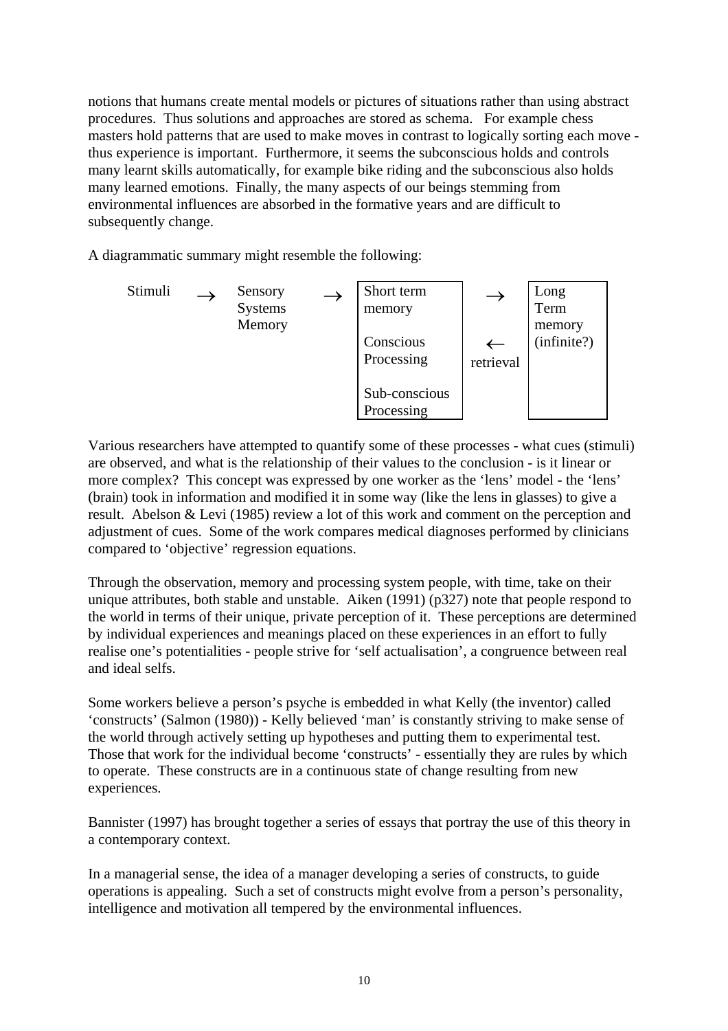notions that humans create mental models or pictures of situations rather than using abstract procedures. Thus solutions and approaches are stored as schema. For example chess masters hold patterns that are used to make moves in contrast to logically sorting each move - thus experience is important. Furthermore, it seems the subconscious holds and controls many learnt skills automatically, for example bike riding and the subconscious also holds many learned emotions. Finally, the many aspects of our beings stemming from environmental influences are absorbed in the formative years and are difficult to subsequently change.

A diagrammatic summary might resemble the following:

```
Stimuli  →  Sensory   →  +----------------+    →       +-------------+
            Systems      | Short term     |            | Long        |
            Memory       | memory         |            | Term        |
                         |                |            | memory      |
                         | Conscious      |    ←       | (infinite?) |
                         | Processing     | retrieval  |             |
                         |                |            |             |
                         | Sub-conscious  |            |             |
                         | Processing     |            |             |
                         +----------------+            +-------------+
```

Various researchers have attempted to quantify some of these processes - what cues (stimuli) are observed, and what is the relationship of their values to the conclusion - is it linear or more complex? This concept was expressed by one worker as the 'lens' model - the 'lens' (brain) took in information and modified it in some way (like the lens in glasses) to give a result. Abelson & Levi (1985) review a lot of this work and comment on the perception and adjustment of cues. Some of the work compares medical diagnoses performed by clinicians compared to 'objective' regression equations.

Through the observation, memory and processing system people, with time, take on their unique attributes, both stable and unstable. Aiken (1991) (p327) note that people respond to the world in terms of their unique, private perception of it. These perceptions are determined by individual experiences and meanings placed on these experiences in an effort to fully realise one's potentialities - people strive for 'self actualisation', a congruence between real and ideal selfs.

Some workers believe a person's psyche is embedded in what Kelly (the inventor) called 'constructs' (Salmon (1980)) - Kelly believed 'man' is constantly striving to make sense of the world through actively setting up hypotheses and putting them to experimental test. Those that work for the individual become 'constructs' - essentially they are rules by which to operate. These constructs are in a continuous state of change resulting from new experiences.

Bannister (1997) has brought together a series of essays that portray the use of this theory in a contemporary context.

In a managerial sense, the idea of a manager developing a series of constructs, to guide operations is appealing. Such a set of constructs might evolve from a person's personality, intelligence and motivation all tempered by the environmental influences.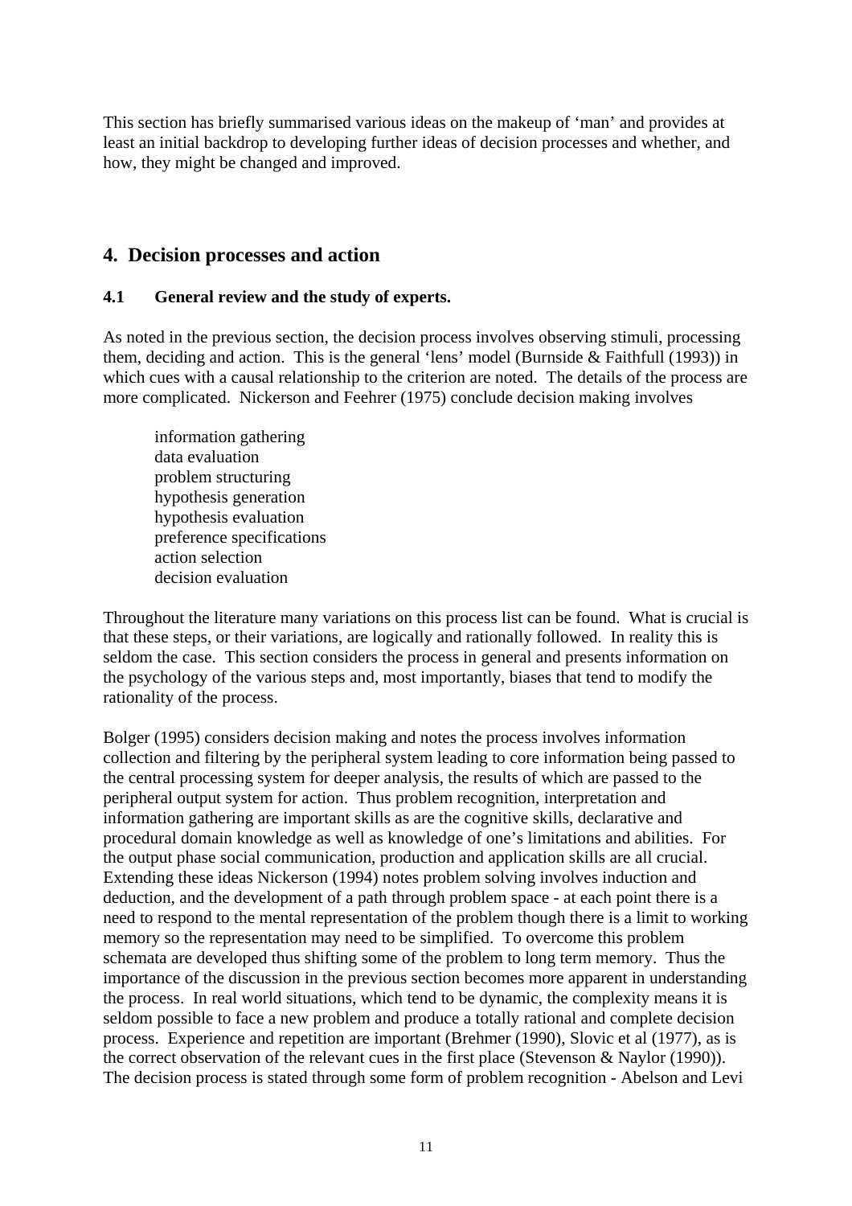This section has briefly summarised various ideas on the makeup of 'man' and provides at least an initial backdrop to developing further ideas of decision processes and whether, and how, they might be changed and improved.

## 4. Decision processes and action

### 4.1 General review and the study of experts.

As noted in the previous section, the decision process involves observing stimuli, processing them, deciding and action. This is the general 'lens' model (Burnside & Faithfull (1993)) in which cues with a causal relationship to the criterion are noted. The details of the process are more complicated. Nickerson and Feehrer (1975) conclude decision making involves

information gathering
data evaluation
problem structuring
hypothesis generation
hypothesis evaluation
preference specifications
action selection
decision evaluation

Throughout the literature many variations on this process list can be found. What is crucial is that these steps, or their variations, are logically and rationally followed. In reality this is seldom the case. This section considers the process in general and presents information on the psychology of the various steps and, most importantly, biases that tend to modify the rationality of the process.

Bolger (1995) considers decision making and notes the process involves information collection and filtering by the peripheral system leading to core information being passed to the central processing system for deeper analysis, the results of which are passed to the peripheral output system for action. Thus problem recognition, interpretation and information gathering are important skills as are the cognitive skills, declarative and procedural domain knowledge as well as knowledge of one's limitations and abilities. For the output phase social communication, production and application skills are all crucial. Extending these ideas Nickerson (1994) notes problem solving involves induction and deduction, and the development of a path through problem space - at each point there is a need to respond to the mental representation of the problem though there is a limit to working memory so the representation may need to be simplified. To overcome this problem schemata are developed thus shifting some of the problem to long term memory. Thus the importance of the discussion in the previous section becomes more apparent in understanding the process. In real world situations, which tend to be dynamic, the complexity means it is seldom possible to face a new problem and produce a totally rational and complete decision process. Experience and repetition are important (Brehmer (1990), Slovic et al (1977), as is the correct observation of the relevant cues in the first place (Stevenson & Naylor (1990)). The decision process is stated through some form of problem recognition - Abelson and Levi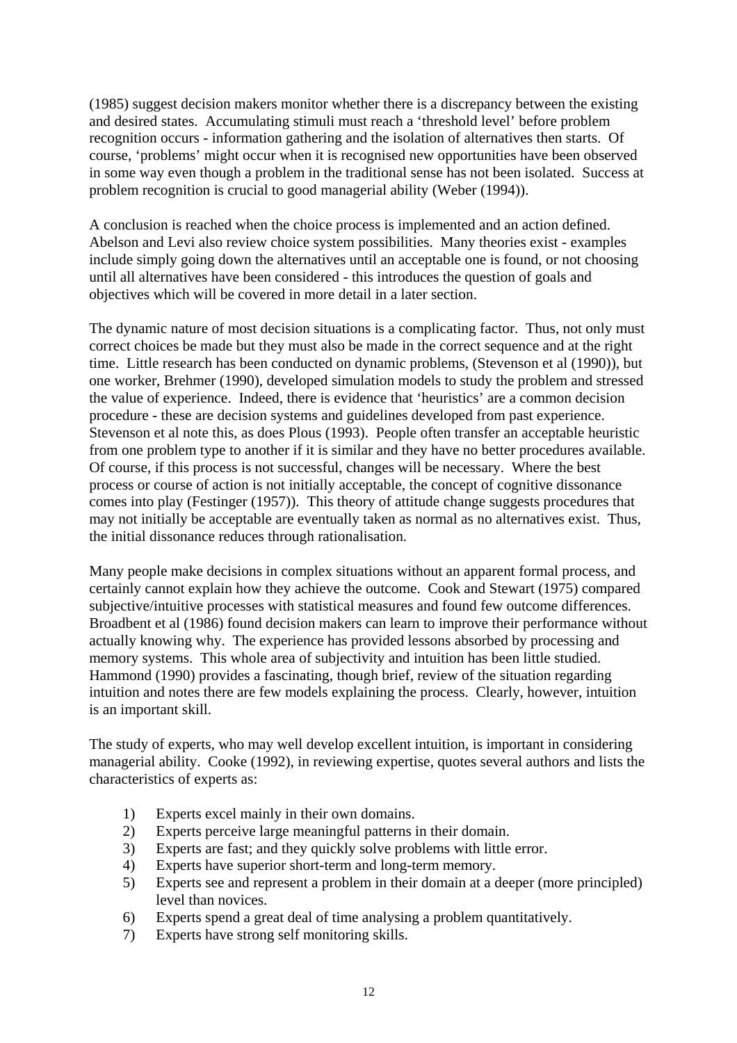(1985) suggest decision makers monitor whether there is a discrepancy between the existing and desired states. Accumulating stimuli must reach a 'threshold level' before problem recognition occurs - information gathering and the isolation of alternatives then starts. Of course, 'problems' might occur when it is recognised new opportunities have been observed in some way even though a problem in the traditional sense has not been isolated. Success at problem recognition is crucial to good managerial ability (Weber (1994)).

A conclusion is reached when the choice process is implemented and an action defined. Abelson and Levi also review choice system possibilities. Many theories exist - examples include simply going down the alternatives until an acceptable one is found, or not choosing until all alternatives have been considered - this introduces the question of goals and objectives which will be covered in more detail in a later section.

The dynamic nature of most decision situations is a complicating factor. Thus, not only must correct choices be made but they must also be made in the correct sequence and at the right time. Little research has been conducted on dynamic problems, (Stevenson et al (1990)), but one worker, Brehmer (1990), developed simulation models to study the problem and stressed the value of experience. Indeed, there is evidence that 'heuristics' are a common decision procedure - these are decision systems and guidelines developed from past experience. Stevenson et al note this, as does Plous (1993). People often transfer an acceptable heuristic from one problem type to another if it is similar and they have no better procedures available. Of course, if this process is not successful, changes will be necessary. Where the best process or course of action is not initially acceptable, the concept of cognitive dissonance comes into play (Festinger (1957)). This theory of attitude change suggests procedures that may not initially be acceptable are eventually taken as normal as no alternatives exist. Thus, the initial dissonance reduces through rationalisation.

Many people make decisions in complex situations without an apparent formal process, and certainly cannot explain how they achieve the outcome. Cook and Stewart (1975) compared subjective/intuitive processes with statistical measures and found few outcome differences. Broadbent et al (1986) found decision makers can learn to improve their performance without actually knowing why. The experience has provided lessons absorbed by processing and memory systems. This whole area of subjectivity and intuition has been little studied. Hammond (1990) provides a fascinating, though brief, review of the situation regarding intuition and notes there are few models explaining the process. Clearly, however, intuition is an important skill.

The study of experts, who may well develop excellent intuition, is important in considering managerial ability. Cooke (1992), in reviewing expertise, quotes several authors and lists the characteristics of experts as:

1) Experts excel mainly in their own domains.
2) Experts perceive large meaningful patterns in their domain.
3) Experts are fast; and they quickly solve problems with little error.
4) Experts have superior short-term and long-term memory.
5) Experts see and represent a problem in their domain at a deeper (more principled) level than novices.
6) Experts spend a great deal of time analysing a problem quantitatively.
7) Experts have strong self monitoring skills.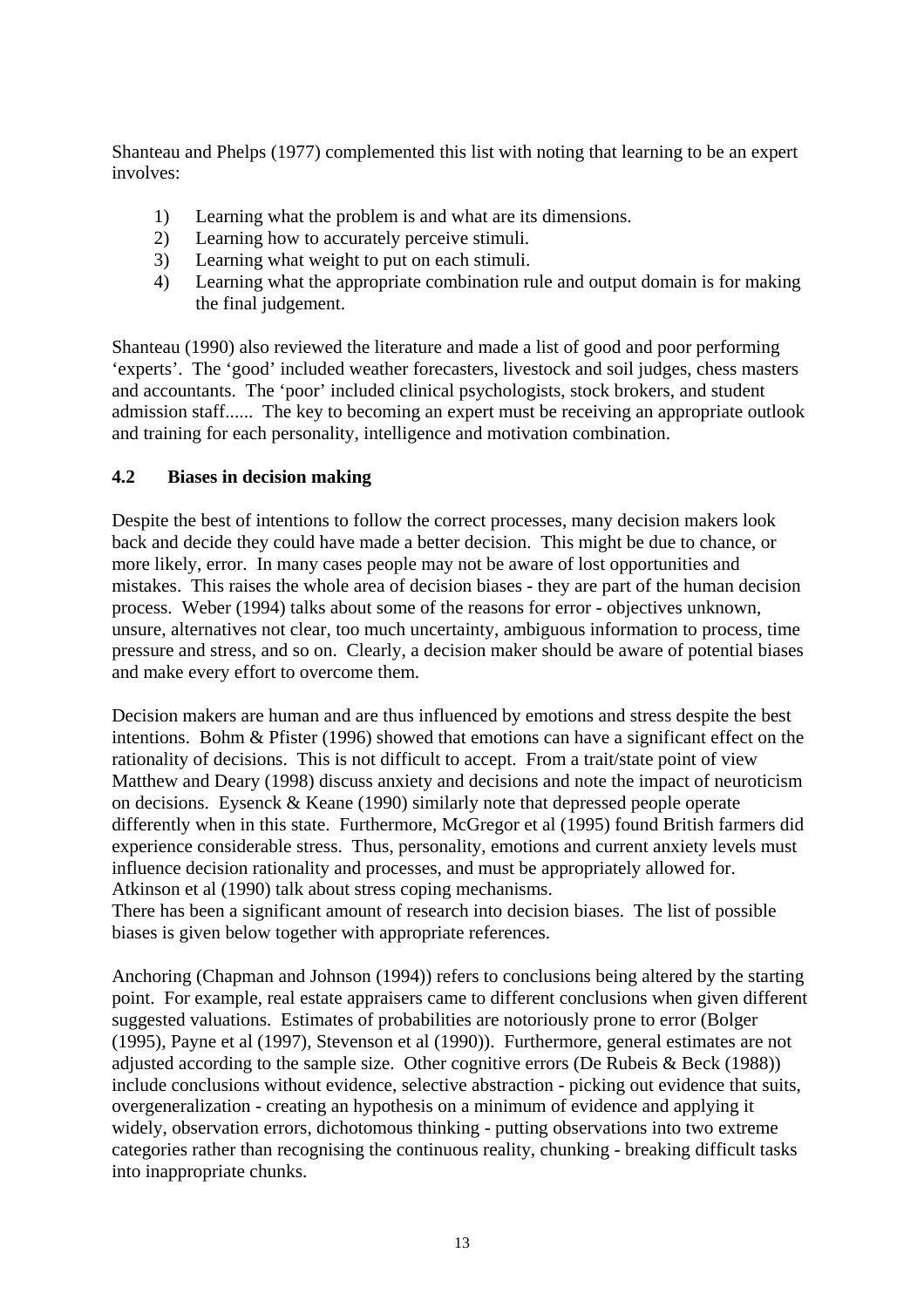Shanteau and Phelps (1977) complemented this list with noting that learning to be an expert involves:

1) Learning what the problem is and what are its dimensions.
2) Learning how to accurately perceive stimuli.
3) Learning what weight to put on each stimuli.
4) Learning what the appropriate combination rule and output domain is for making the final judgement.

Shanteau (1990) also reviewed the literature and made a list of good and poor performing 'experts'. The 'good' included weather forecasters, livestock and soil judges, chess masters and accountants. The 'poor' included clinical psychologists, stock brokers, and student admission staff...... The key to becoming an expert must be receiving an appropriate outlook and training for each personality, intelligence and motivation combination.

### 4.2 Biases in decision making

Despite the best of intentions to follow the correct processes, many decision makers look back and decide they could have made a better decision. This might be due to chance, or more likely, error. In many cases people may not be aware of lost opportunities and mistakes. This raises the whole area of decision biases - they are part of the human decision process. Weber (1994) talks about some of the reasons for error - objectives unknown, unsure, alternatives not clear, too much uncertainty, ambiguous information to process, time pressure and stress, and so on. Clearly, a decision maker should be aware of potential biases and make every effort to overcome them.

Decision makers are human and are thus influenced by emotions and stress despite the best intentions. Bohm & Pfister (1996) showed that emotions can have a significant effect on the rationality of decisions. This is not difficult to accept. From a trait/state point of view Matthew and Deary (1998) discuss anxiety and decisions and note the impact of neuroticism on decisions. Eysenck & Keane (1990) similarly note that depressed people operate differently when in this state. Furthermore, McGregor et al (1995) found British farmers did experience considerable stress. Thus, personality, emotions and current anxiety levels must influence decision rationality and processes, and must be appropriately allowed for. Atkinson et al (1990) talk about stress coping mechanisms.
There has been a significant amount of research into decision biases. The list of possible biases is given below together with appropriate references.

Anchoring (Chapman and Johnson (1994)) refers to conclusions being altered by the starting point. For example, real estate appraisers came to different conclusions when given different suggested valuations. Estimates of probabilities are notoriously prone to error (Bolger (1995), Payne et al (1997), Stevenson et al (1990)). Furthermore, general estimates are not adjusted according to the sample size. Other cognitive errors (De Rubeis & Beck (1988)) include conclusions without evidence, selective abstraction - picking out evidence that suits, overgeneralization - creating an hypothesis on a minimum of evidence and applying it widely, observation errors, dichotomous thinking - putting observations into two extreme categories rather than recognising the continuous reality, chunking - breaking difficult tasks into inappropriate chunks.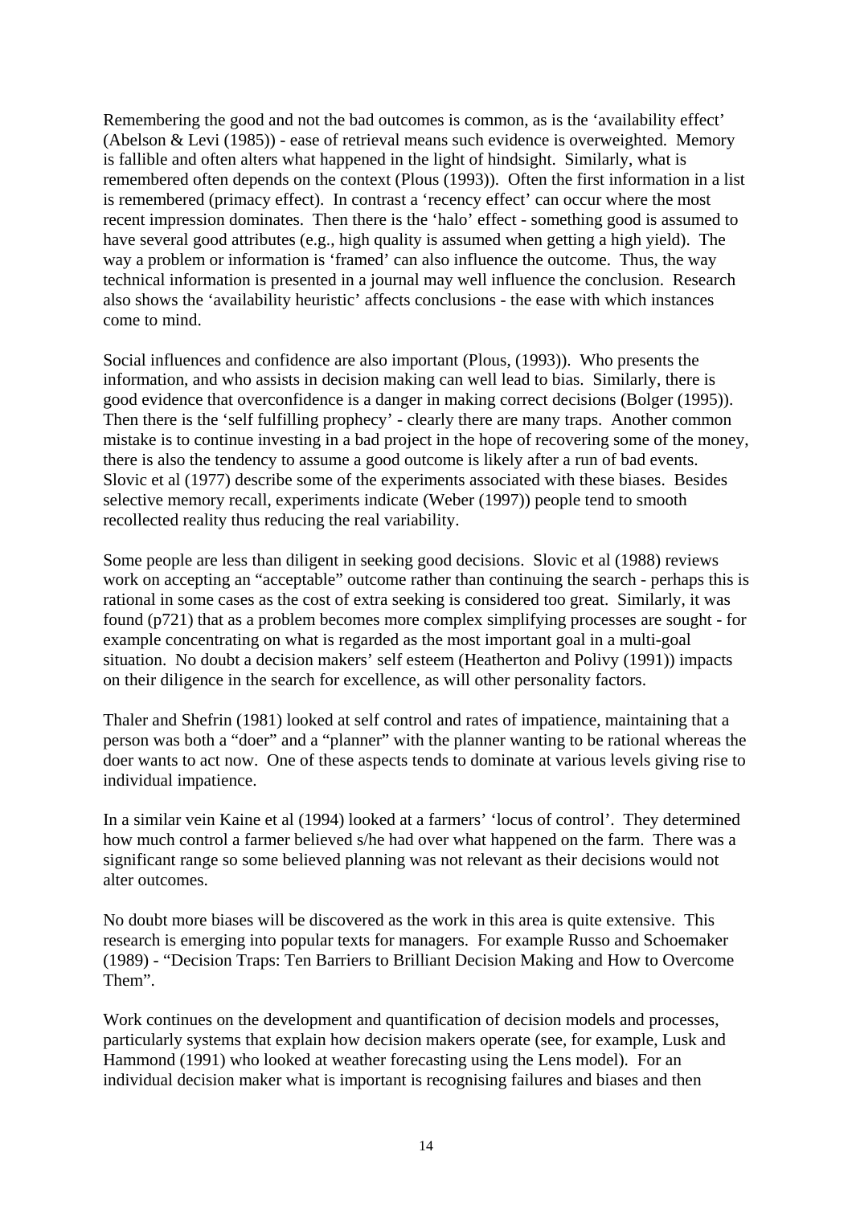Remembering the good and not the bad outcomes is common, as is the 'availability effect' (Abelson & Levi (1985)) - ease of retrieval means such evidence is overweighted. Memory is fallible and often alters what happened in the light of hindsight. Similarly, what is remembered often depends on the context (Plous (1993)). Often the first information in a list is remembered (primacy effect). In contrast a 'recency effect' can occur where the most recent impression dominates. Then there is the 'halo' effect - something good is assumed to have several good attributes (e.g., high quality is assumed when getting a high yield). The way a problem or information is 'framed' can also influence the outcome. Thus, the way technical information is presented in a journal may well influence the conclusion. Research also shows the 'availability heuristic' affects conclusions - the ease with which instances come to mind.

Social influences and confidence are also important (Plous, (1993)). Who presents the information, and who assists in decision making can well lead to bias. Similarly, there is good evidence that overconfidence is a danger in making correct decisions (Bolger (1995)). Then there is the 'self fulfilling prophecy' - clearly there are many traps. Another common mistake is to continue investing in a bad project in the hope of recovering some of the money, there is also the tendency to assume a good outcome is likely after a run of bad events. Slovic et al (1977) describe some of the experiments associated with these biases. Besides selective memory recall, experiments indicate (Weber (1997)) people tend to smooth recollected reality thus reducing the real variability.

Some people are less than diligent in seeking good decisions. Slovic et al (1988) reviews work on accepting an "acceptable" outcome rather than continuing the search - perhaps this is rational in some cases as the cost of extra seeking is considered too great. Similarly, it was found (p721) that as a problem becomes more complex simplifying processes are sought - for example concentrating on what is regarded as the most important goal in a multi-goal situation. No doubt a decision makers' self esteem (Heatherton and Polivy (1991)) impacts on their diligence in the search for excellence, as will other personality factors.

Thaler and Shefrin (1981) looked at self control and rates of impatience, maintaining that a person was both a "doer" and a "planner" with the planner wanting to be rational whereas the doer wants to act now. One of these aspects tends to dominate at various levels giving rise to individual impatience.

In a similar vein Kaine et al (1994) looked at a farmers' 'locus of control'. They determined how much control a farmer believed s/he had over what happened on the farm. There was a significant range so some believed planning was not relevant as their decisions would not alter outcomes.

No doubt more biases will be discovered as the work in this area is quite extensive. This research is emerging into popular texts for managers. For example Russo and Schoemaker (1989) - "Decision Traps: Ten Barriers to Brilliant Decision Making and How to Overcome Them".

Work continues on the development and quantification of decision models and processes, particularly systems that explain how decision makers operate (see, for example, Lusk and Hammond (1991) who looked at weather forecasting using the Lens model). For an individual decision maker what is important is recognising failures and biases and then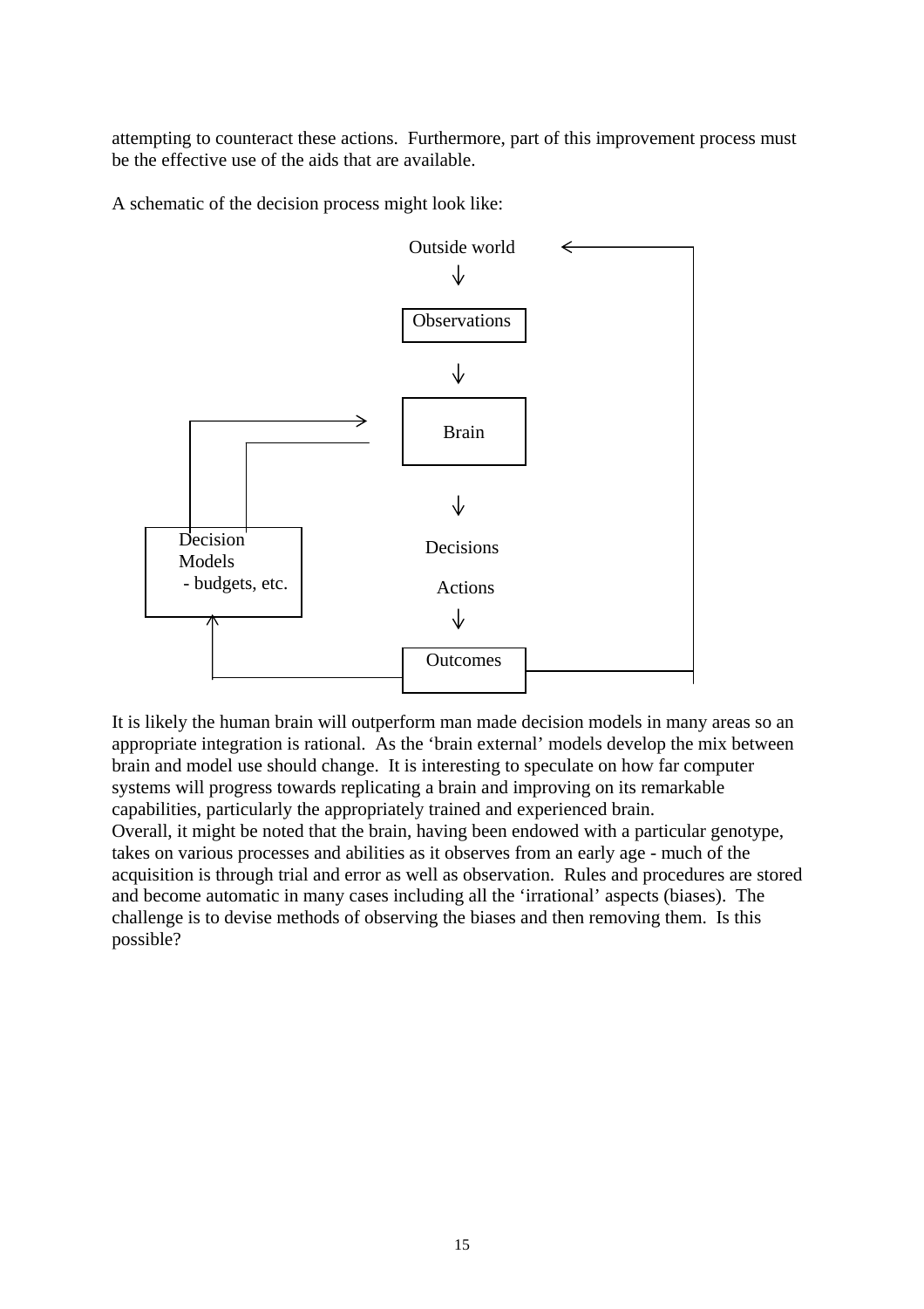attempting to counteract these actions. Furthermore, part of this improvement process must be the effective use of the aids that are available.

A schematic of the decision process might look like:

Outside world

↓

Observations

↓

Brain

↓

Decisions

Actions

↓

Outcomes

Decision Models
- budgets, etc.

It is likely the human brain will outperform man made decision models in many areas so an appropriate integration is rational. As the 'brain external' models develop the mix between brain and model use should change. It is interesting to speculate on how far computer systems will progress towards replicating a brain and improving on its remarkable capabilities, particularly the appropriately trained and experienced brain.
Overall, it might be noted that the brain, having been endowed with a particular genotype, takes on various processes and abilities as it observes from an early age - much of the acquisition is through trial and error as well as observation. Rules and procedures are stored and become automatic in many cases including all the 'irrational' aspects (biases). The challenge is to devise methods of observing the biases and then removing them. Is this possible?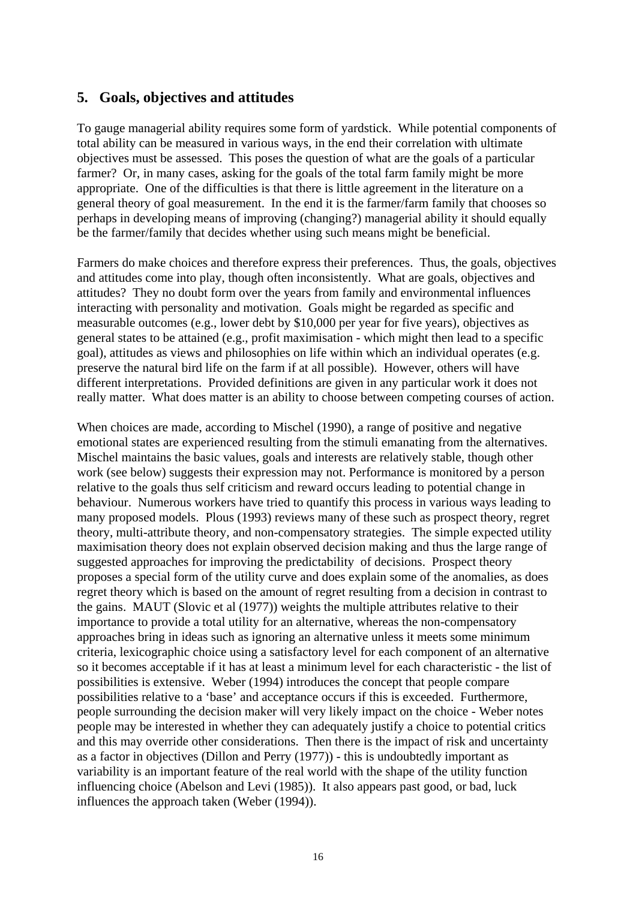## 5. Goals, objectives and attitudes

To gauge managerial ability requires some form of yardstick. While potential components of total ability can be measured in various ways, in the end their correlation with ultimate objectives must be assessed. This poses the question of what are the goals of a particular farmer? Or, in many cases, asking for the goals of the total farm family might be more appropriate. One of the difficulties is that there is little agreement in the literature on a general theory of goal measurement. In the end it is the farmer/farm family that chooses so perhaps in developing means of improving (changing?) managerial ability it should equally be the farmer/family that decides whether using such means might be beneficial.

Farmers do make choices and therefore express their preferences. Thus, the goals, objectives and attitudes come into play, though often inconsistently. What are goals, objectives and attitudes? They no doubt form over the years from family and environmental influences interacting with personality and motivation. Goals might be regarded as specific and measurable outcomes (e.g., lower debt by $10,000 per year for five years), objectives as general states to be attained (e.g., profit maximisation - which might then lead to a specific goal), attitudes as views and philosophies on life within which an individual operates (e.g. preserve the natural bird life on the farm if at all possible). However, others will have different interpretations. Provided definitions are given in any particular work it does not really matter. What does matter is an ability to choose between competing courses of action.

When choices are made, according to Mischel (1990), a range of positive and negative emotional states are experienced resulting from the stimuli emanating from the alternatives. Mischel maintains the basic values, goals and interests are relatively stable, though other work (see below) suggests their expression may not. Performance is monitored by a person relative to the goals thus self criticism and reward occurs leading to potential change in behaviour. Numerous workers have tried to quantify this process in various ways leading to many proposed models. Plous (1993) reviews many of these such as prospect theory, regret theory, multi-attribute theory, and non-compensatory strategies. The simple expected utility maximisation theory does not explain observed decision making and thus the large range of suggested approaches for improving the predictability of decisions. Prospect theory proposes a special form of the utility curve and does explain some of the anomalies, as does regret theory which is based on the amount of regret resulting from a decision in contrast to the gains. MAUT (Slovic et al (1977)) weights the multiple attributes relative to their importance to provide a total utility for an alternative, whereas the non-compensatory approaches bring in ideas such as ignoring an alternative unless it meets some minimum criteria, lexicographic choice using a satisfactory level for each component of an alternative so it becomes acceptable if it has at least a minimum level for each characteristic - the list of possibilities is extensive. Weber (1994) introduces the concept that people compare possibilities relative to a 'base' and acceptance occurs if this is exceeded. Furthermore, people surrounding the decision maker will very likely impact on the choice - Weber notes people may be interested in whether they can adequately justify a choice to potential critics and this may override other considerations. Then there is the impact of risk and uncertainty as a factor in objectives (Dillon and Perry (1977)) - this is undoubtedly important as variability is an important feature of the real world with the shape of the utility function influencing choice (Abelson and Levi (1985)). It also appears past good, or bad, luck influences the approach taken (Weber (1994)).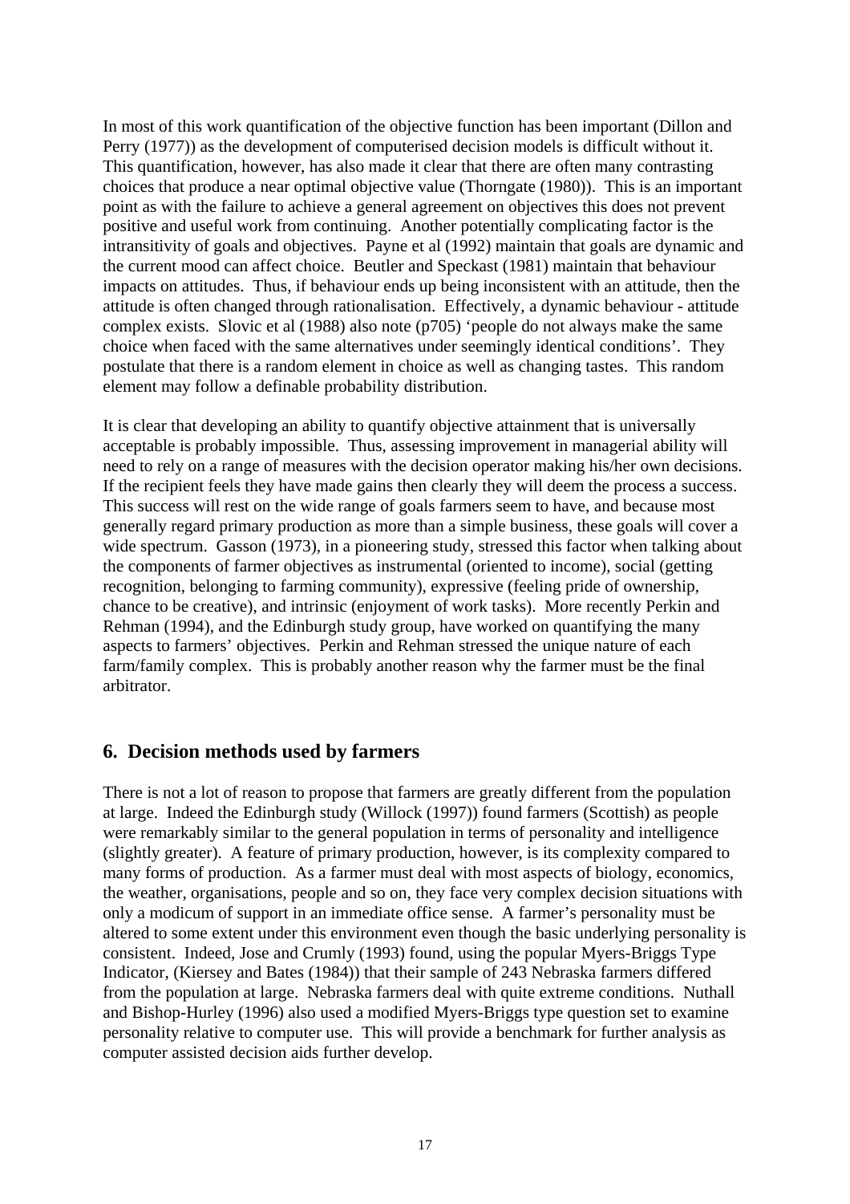In most of this work quantification of the objective function has been important (Dillon and Perry (1977)) as the development of computerised decision models is difficult without it. This quantification, however, has also made it clear that there are often many contrasting choices that produce a near optimal objective value (Thorngate (1980)). This is an important point as with the failure to achieve a general agreement on objectives this does not prevent positive and useful work from continuing. Another potentially complicating factor is the intransitivity of goals and objectives. Payne et al (1992) maintain that goals are dynamic and the current mood can affect choice. Beutler and Speckast (1981) maintain that behaviour impacts on attitudes. Thus, if behaviour ends up being inconsistent with an attitude, then the attitude is often changed through rationalisation. Effectively, a dynamic behaviour - attitude complex exists. Slovic et al (1988) also note (p705) 'people do not always make the same choice when faced with the same alternatives under seemingly identical conditions'. They postulate that there is a random element in choice as well as changing tastes. This random element may follow a definable probability distribution.

It is clear that developing an ability to quantify objective attainment that is universally acceptable is probably impossible. Thus, assessing improvement in managerial ability will need to rely on a range of measures with the decision operator making his/her own decisions. If the recipient feels they have made gains then clearly they will deem the process a success. This success will rest on the wide range of goals farmers seem to have, and because most generally regard primary production as more than a simple business, these goals will cover a wide spectrum. Gasson (1973), in a pioneering study, stressed this factor when talking about the components of farmer objectives as instrumental (oriented to income), social (getting recognition, belonging to farming community), expressive (feeling pride of ownership, chance to be creative), and intrinsic (enjoyment of work tasks). More recently Perkin and Rehman (1994), and the Edinburgh study group, have worked on quantifying the many aspects to farmers' objectives. Perkin and Rehman stressed the unique nature of each farm/family complex. This is probably another reason why the farmer must be the final arbitrator.

## 6. Decision methods used by farmers

There is not a lot of reason to propose that farmers are greatly different from the population at large. Indeed the Edinburgh study (Willock (1997)) found farmers (Scottish) as people were remarkably similar to the general population in terms of personality and intelligence (slightly greater). A feature of primary production, however, is its complexity compared to many forms of production. As a farmer must deal with most aspects of biology, economics, the weather, organisations, people and so on, they face very complex decision situations with only a modicum of support in an immediate office sense. A farmer's personality must be altered to some extent under this environment even though the basic underlying personality is consistent. Indeed, Jose and Crumly (1993) found, using the popular Myers-Briggs Type Indicator, (Kiersey and Bates (1984)) that their sample of 243 Nebraska farmers differed from the population at large. Nebraska farmers deal with quite extreme conditions. Nuthall and Bishop-Hurley (1996) also used a modified Myers-Briggs type question set to examine personality relative to computer use. This will provide a benchmark for further analysis as computer assisted decision aids further develop.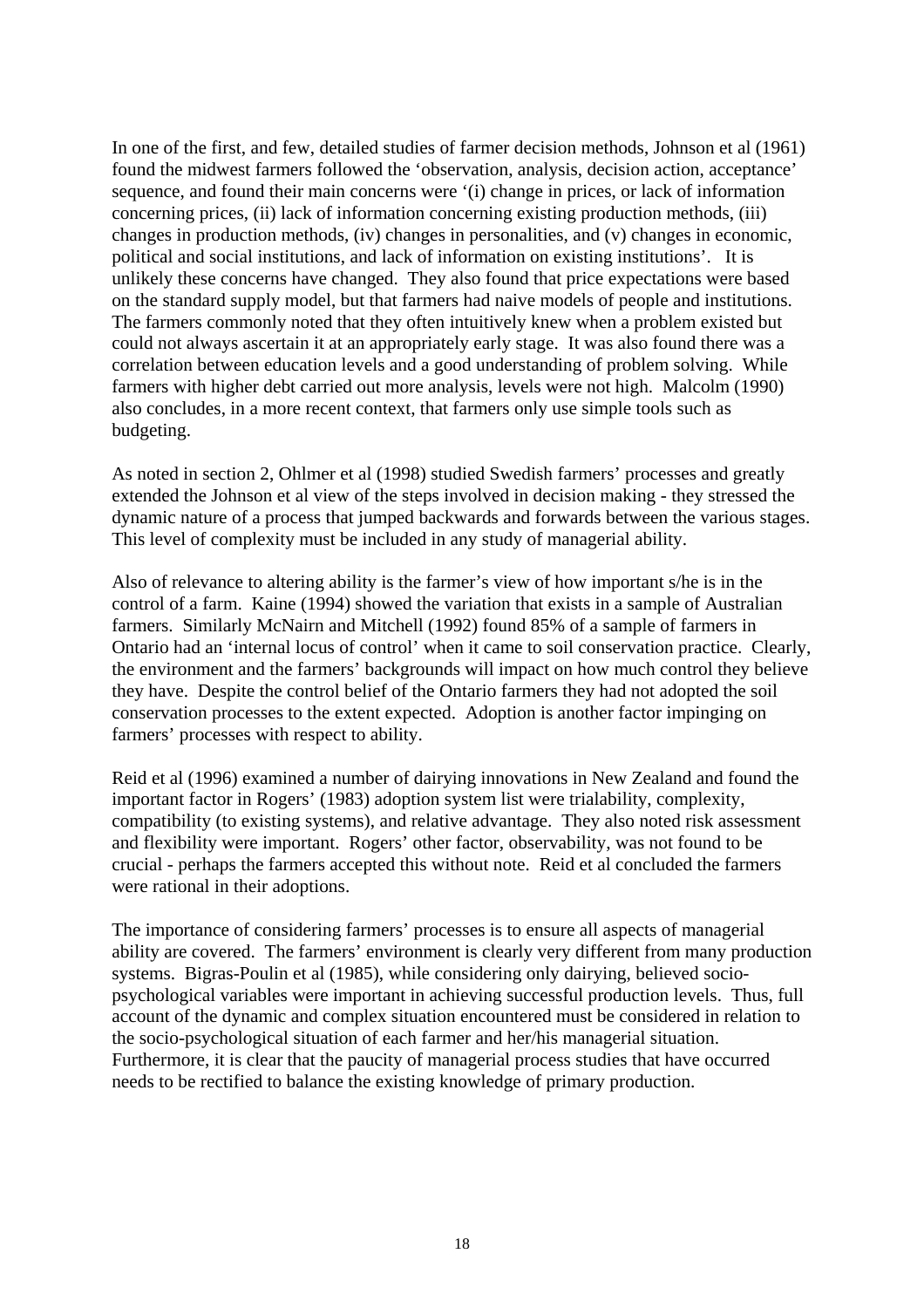In one of the first, and few, detailed studies of farmer decision methods, Johnson et al (1961) found the midwest farmers followed the 'observation, analysis, decision action, acceptance' sequence, and found their main concerns were '(i) change in prices, or lack of information concerning prices, (ii) lack of information concerning existing production methods, (iii) changes in production methods, (iv) changes in personalities, and (v) changes in economic, political and social institutions, and lack of information on existing institutions'. It is unlikely these concerns have changed. They also found that price expectations were based on the standard supply model, but that farmers had naive models of people and institutions. The farmers commonly noted that they often intuitively knew when a problem existed but could not always ascertain it at an appropriately early stage. It was also found there was a correlation between education levels and a good understanding of problem solving. While farmers with higher debt carried out more analysis, levels were not high. Malcolm (1990) also concludes, in a more recent context, that farmers only use simple tools such as budgeting.

As noted in section 2, Ohlmer et al (1998) studied Swedish farmers' processes and greatly extended the Johnson et al view of the steps involved in decision making - they stressed the dynamic nature of a process that jumped backwards and forwards between the various stages. This level of complexity must be included in any study of managerial ability.

Also of relevance to altering ability is the farmer's view of how important s/he is in the control of a farm. Kaine (1994) showed the variation that exists in a sample of Australian farmers. Similarly McNairn and Mitchell (1992) found 85% of a sample of farmers in Ontario had an 'internal locus of control' when it came to soil conservation practice. Clearly, the environment and the farmers' backgrounds will impact on how much control they believe they have. Despite the control belief of the Ontario farmers they had not adopted the soil conservation processes to the extent expected. Adoption is another factor impinging on farmers' processes with respect to ability.

Reid et al (1996) examined a number of dairying innovations in New Zealand and found the important factor in Rogers' (1983) adoption system list were trialability, complexity, compatibility (to existing systems), and relative advantage. They also noted risk assessment and flexibility were important. Rogers' other factor, observability, was not found to be crucial - perhaps the farmers accepted this without note. Reid et al concluded the farmers were rational in their adoptions.

The importance of considering farmers' processes is to ensure all aspects of managerial ability are covered. The farmers' environment is clearly very different from many production systems. Bigras-Poulin et al (1985), while considering only dairying, believed socio-psychological variables were important in achieving successful production levels. Thus, full account of the dynamic and complex situation encountered must be considered in relation to the socio-psychological situation of each farmer and her/his managerial situation. Furthermore, it is clear that the paucity of managerial process studies that have occurred needs to be rectified to balance the existing knowledge of primary production.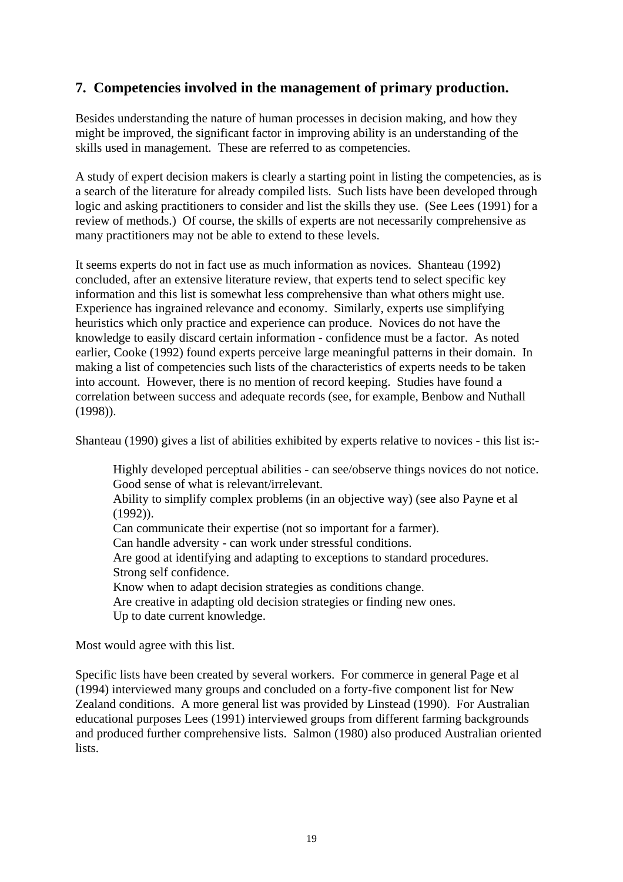## 7. Competencies involved in the management of primary production.

Besides understanding the nature of human processes in decision making, and how they might be improved, the significant factor in improving ability is an understanding of the skills used in management. These are referred to as competencies.

A study of expert decision makers is clearly a starting point in listing the competencies, as is a search of the literature for already compiled lists. Such lists have been developed through logic and asking practitioners to consider and list the skills they use. (See Lees (1991) for a review of methods.) Of course, the skills of experts are not necessarily comprehensive as many practitioners may not be able to extend to these levels.

It seems experts do not in fact use as much information as novices. Shanteau (1992) concluded, after an extensive literature review, that experts tend to select specific key information and this list is somewhat less comprehensive than what others might use. Experience has ingrained relevance and economy. Similarly, experts use simplifying heuristics which only practice and experience can produce. Novices do not have the knowledge to easily discard certain information - confidence must be a factor. As noted earlier, Cooke (1992) found experts perceive large meaningful patterns in their domain. In making a list of competencies such lists of the characteristics of experts needs to be taken into account. However, there is no mention of record keeping. Studies have found a correlation between success and adequate records (see, for example, Benbow and Nuthall (1998)).

Shanteau (1990) gives a list of abilities exhibited by experts relative to novices - this list is:-

> Highly developed perceptual abilities - can see/observe things novices do not notice.
> Good sense of what is relevant/irrelevant.
> Ability to simplify complex problems (in an objective way) (see also Payne et al (1992)).
> Can communicate their expertise (not so important for a farmer).
> Can handle adversity - can work under stressful conditions.
> Are good at identifying and adapting to exceptions to standard procedures.
> Strong self confidence.
> Know when to adapt decision strategies as conditions change.
> Are creative in adapting old decision strategies or finding new ones.
> Up to date current knowledge.

Most would agree with this list.

Specific lists have been created by several workers. For commerce in general Page et al (1994) interviewed many groups and concluded on a forty-five component list for New Zealand conditions. A more general list was provided by Linstead (1990). For Australian educational purposes Lees (1991) interviewed groups from different farming backgrounds and produced further comprehensive lists. Salmon (1980) also produced Australian oriented lists.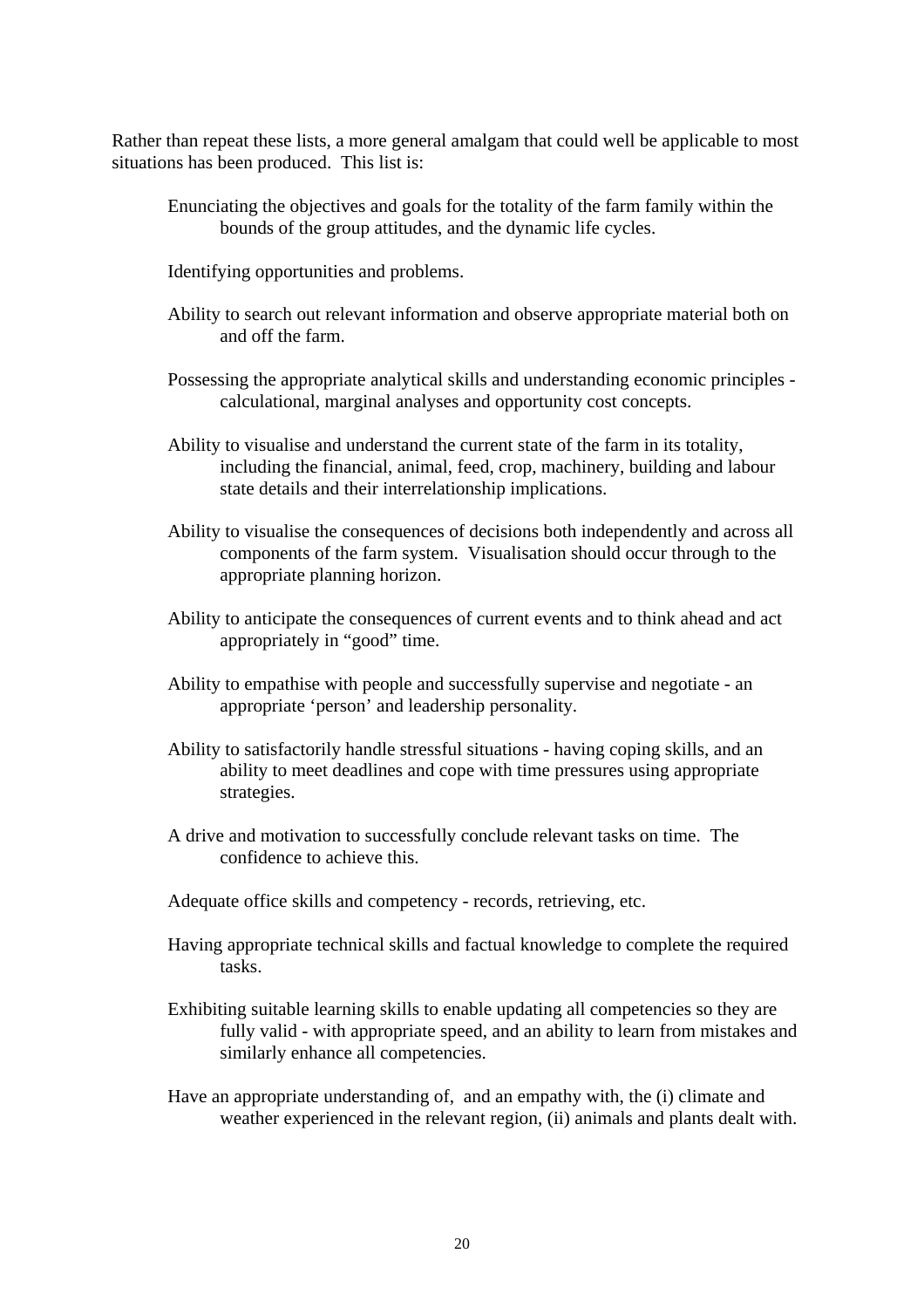Rather than repeat these lists, a more general amalgam that could well be applicable to most situations has been produced. This list is:

Enunciating the objectives and goals for the totality of the farm family within the bounds of the group attitudes, and the dynamic life cycles.

Identifying opportunities and problems.

Ability to search out relevant information and observe appropriate material both on and off the farm.

Possessing the appropriate analytical skills and understanding economic principles - calculational, marginal analyses and opportunity cost concepts.

Ability to visualise and understand the current state of the farm in its totality, including the financial, animal, feed, crop, machinery, building and labour state details and their interrelationship implications.

Ability to visualise the consequences of decisions both independently and across all components of the farm system. Visualisation should occur through to the appropriate planning horizon.

Ability to anticipate the consequences of current events and to think ahead and act appropriately in "good" time.

Ability to empathise with people and successfully supervise and negotiate - an appropriate 'person' and leadership personality.

Ability to satisfactorily handle stressful situations - having coping skills, and an ability to meet deadlines and cope with time pressures using appropriate strategies.

A drive and motivation to successfully conclude relevant tasks on time. The confidence to achieve this.

Adequate office skills and competency - records, retrieving, etc.

Having appropriate technical skills and factual knowledge to complete the required tasks.

Exhibiting suitable learning skills to enable updating all competencies so they are fully valid - with appropriate speed, and an ability to learn from mistakes and similarly enhance all competencies.

Have an appropriate understanding of, and an empathy with, the (i) climate and weather experienced in the relevant region, (ii) animals and plants dealt with.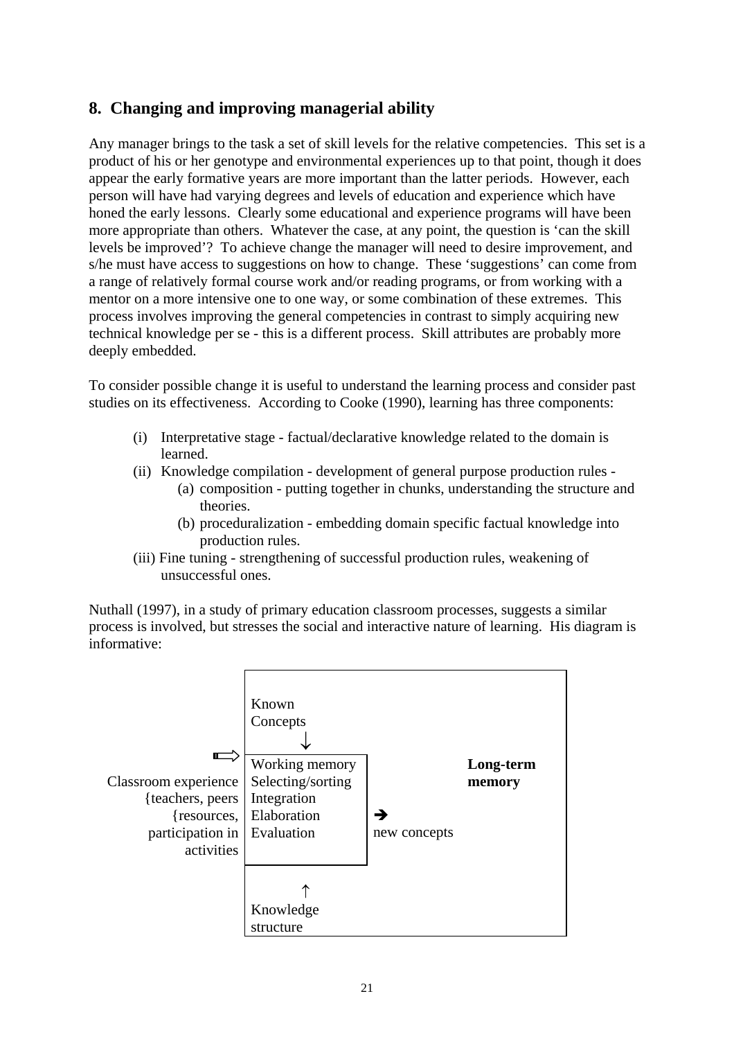## 8. Changing and improving managerial ability

Any manager brings to the task a set of skill levels for the relative competencies. This set is a product of his or her genotype and environmental experiences up to that point, though it does appear the early formative years are more important than the latter periods. However, each person will have had varying degrees and levels of education and experience which have honed the early lessons. Clearly some educational and experience programs will have been more appropriate than others. Whatever the case, at any point, the question is 'can the skill levels be improved'? To achieve change the manager will need to desire improvement, and s/he must have access to suggestions on how to change. These 'suggestions' can come from a range of relatively formal course work and/or reading programs, or from working with a mentor on a more intensive one to one way, or some combination of these extremes. This process involves improving the general competencies in contrast to simply acquiring new technical knowledge per se - this is a different process. Skill attributes are probably more deeply embedded.

To consider possible change it is useful to understand the learning process and consider past studies on its effectiveness. According to Cooke (1990), learning has three components:

(i) Interpretative stage - factual/declarative knowledge related to the domain is learned.
(ii) Knowledge compilation - development of general purpose production rules -
    (a) composition - putting together in chunks, understanding the structure and theories.
    (b) proceduralization - embedding domain specific factual knowledge into production rules.
(iii) Fine tuning - strengthening of successful production rules, weakening of unsuccessful ones.

Nuthall (1997), in a study of primary education classroom processes, suggests a similar process is involved, but stresses the social and interactive nature of learning. His diagram is informative:

```
                              +------------------------------------------------+
                              | Known                                          |
                              | Concepts                                       |
                              |    ↓                                           |
                         ⇨    +-------------------+                            |
Classroom experience          | Working memory    |            Long-term       |
   {teachers, peers           | Selecting/sorting |            memory          |
     {resources,              | Integration       |                            |
   participation in           | Elaboration       |  ➔                         |
         activities           | Evaluation        |  new concepts              |
                              +-------------------+                            |
                              |    ↑                                           |
                              | Knowledge                                      |
                              | structure                                      |
                              +------------------------------------------------+
```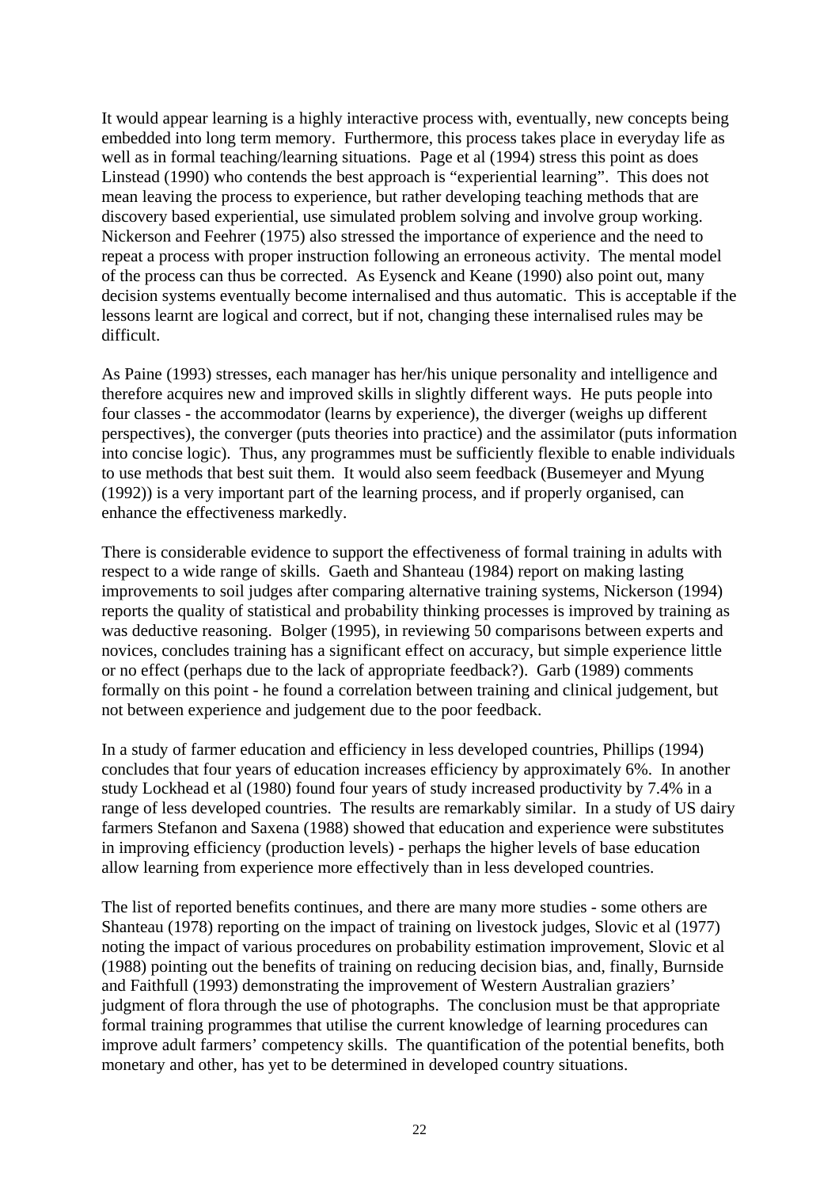It would appear learning is a highly interactive process with, eventually, new concepts being embedded into long term memory. Furthermore, this process takes place in everyday life as well as in formal teaching/learning situations. Page et al (1994) stress this point as does Linstead (1990) who contends the best approach is "experiential learning". This does not mean leaving the process to experience, but rather developing teaching methods that are discovery based experiential, use simulated problem solving and involve group working. Nickerson and Feehrer (1975) also stressed the importance of experience and the need to repeat a process with proper instruction following an erroneous activity. The mental model of the process can thus be corrected. As Eysenck and Keane (1990) also point out, many decision systems eventually become internalised and thus automatic. This is acceptable if the lessons learnt are logical and correct, but if not, changing these internalised rules may be difficult.

As Paine (1993) stresses, each manager has her/his unique personality and intelligence and therefore acquires new and improved skills in slightly different ways. He puts people into four classes - the accommodator (learns by experience), the diverger (weighs up different perspectives), the converger (puts theories into practice) and the assimilator (puts information into concise logic). Thus, any programmes must be sufficiently flexible to enable individuals to use methods that best suit them. It would also seem feedback (Busemeyer and Myung (1992)) is a very important part of the learning process, and if properly organised, can enhance the effectiveness markedly.

There is considerable evidence to support the effectiveness of formal training in adults with respect to a wide range of skills. Gaeth and Shanteau (1984) report on making lasting improvements to soil judges after comparing alternative training systems, Nickerson (1994) reports the quality of statistical and probability thinking processes is improved by training as was deductive reasoning. Bolger (1995), in reviewing 50 comparisons between experts and novices, concludes training has a significant effect on accuracy, but simple experience little or no effect (perhaps due to the lack of appropriate feedback?). Garb (1989) comments formally on this point - he found a correlation between training and clinical judgement, but not between experience and judgement due to the poor feedback.

In a study of farmer education and efficiency in less developed countries, Phillips (1994) concludes that four years of education increases efficiency by approximately 6%. In another study Lockhead et al (1980) found four years of study increased productivity by 7.4% in a range of less developed countries. The results are remarkably similar. In a study of US dairy farmers Stefanon and Saxena (1988) showed that education and experience were substitutes in improving efficiency (production levels) - perhaps the higher levels of base education allow learning from experience more effectively than in less developed countries.

The list of reported benefits continues, and there are many more studies - some others are Shanteau (1978) reporting on the impact of training on livestock judges, Slovic et al (1977) noting the impact of various procedures on probability estimation improvement, Slovic et al (1988) pointing out the benefits of training on reducing decision bias, and, finally, Burnside and Faithfull (1993) demonstrating the improvement of Western Australian graziers' judgment of flora through the use of photographs. The conclusion must be that appropriate formal training programmes that utilise the current knowledge of learning procedures can improve adult farmers' competency skills. The quantification of the potential benefits, both monetary and other, has yet to be determined in developed country situations.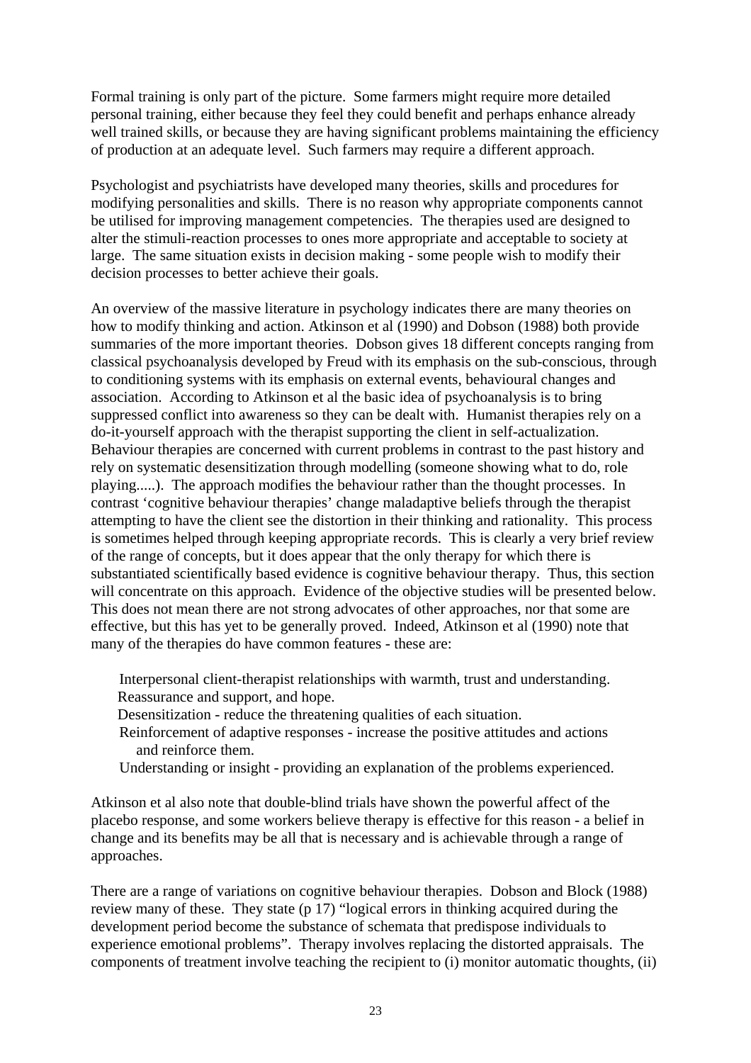Formal training is only part of the picture. Some farmers might require more detailed personal training, either because they feel they could benefit and perhaps enhance already well trained skills, or because they are having significant problems maintaining the efficiency of production at an adequate level. Such farmers may require a different approach.

Psychologist and psychiatrists have developed many theories, skills and procedures for modifying personalities and skills. There is no reason why appropriate components cannot be utilised for improving management competencies. The therapies used are designed to alter the stimuli-reaction processes to ones more appropriate and acceptable to society at large. The same situation exists in decision making - some people wish to modify their decision processes to better achieve their goals.

An overview of the massive literature in psychology indicates there are many theories on how to modify thinking and action. Atkinson et al (1990) and Dobson (1988) both provide summaries of the more important theories. Dobson gives 18 different concepts ranging from classical psychoanalysis developed by Freud with its emphasis on the sub-conscious, through to conditioning systems with its emphasis on external events, behavioural changes and association. According to Atkinson et al the basic idea of psychoanalysis is to bring suppressed conflict into awareness so they can be dealt with. Humanist therapies rely on a do-it-yourself approach with the therapist supporting the client in self-actualization. Behaviour therapies are concerned with current problems in contrast to the past history and rely on systematic desensitization through modelling (someone showing what to do, role playing.....). The approach modifies the behaviour rather than the thought processes. In contrast 'cognitive behaviour therapies' change maladaptive beliefs through the therapist attempting to have the client see the distortion in their thinking and rationality. This process is sometimes helped through keeping appropriate records. This is clearly a very brief review of the range of concepts, but it does appear that the only therapy for which there is substantiated scientifically based evidence is cognitive behaviour therapy. Thus, this section will concentrate on this approach. Evidence of the objective studies will be presented below. This does not mean there are not strong advocates of other approaches, nor that some are effective, but this has yet to be generally proved. Indeed, Atkinson et al (1990) note that many of the therapies do have common features - these are:

- Interpersonal client-therapist relationships with warmth, trust and understanding.
- Reassurance and support, and hope.
- Desensitization - reduce the threatening qualities of each situation.
- Reinforcement of adaptive responses - increase the positive attitudes and actions and reinforce them.
- Understanding or insight - providing an explanation of the problems experienced.

Atkinson et al also note that double-blind trials have shown the powerful affect of the placebo response, and some workers believe therapy is effective for this reason - a belief in change and its benefits may be all that is necessary and is achievable through a range of approaches.

There are a range of variations on cognitive behaviour therapies. Dobson and Block (1988) review many of these. They state (p 17) "logical errors in thinking acquired during the development period become the substance of schemata that predispose individuals to experience emotional problems". Therapy involves replacing the distorted appraisals. The components of treatment involve teaching the recipient to (i) monitor automatic thoughts, (ii)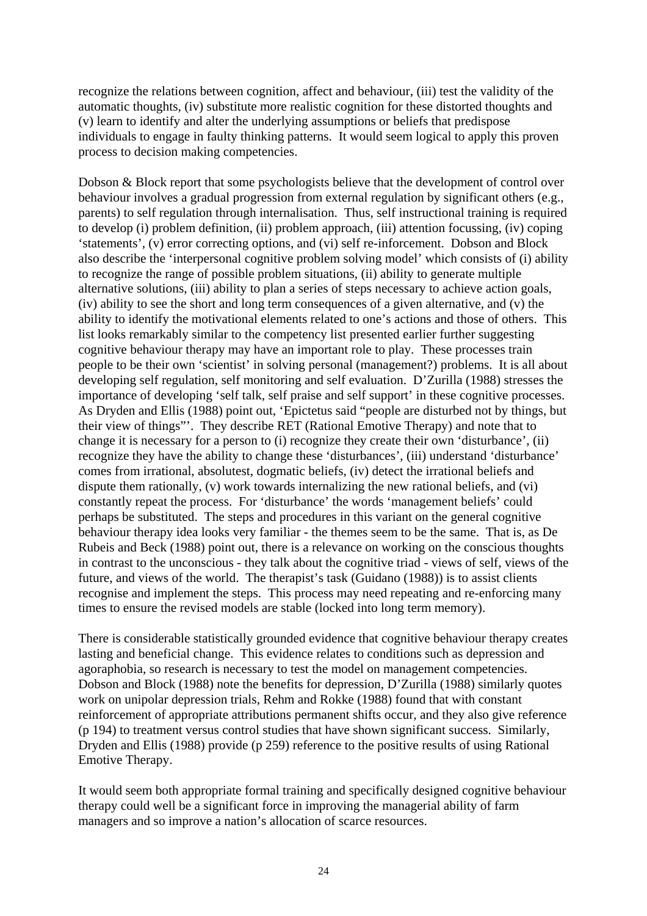recognize the relations between cognition, affect and behaviour, (iii) test the validity of the automatic thoughts, (iv) substitute more realistic cognition for these distorted thoughts and (v) learn to identify and alter the underlying assumptions or beliefs that predispose individuals to engage in faulty thinking patterns. It would seem logical to apply this proven process to decision making competencies.

Dobson & Block report that some psychologists believe that the development of control over behaviour involves a gradual progression from external regulation by significant others (e.g., parents) to self regulation through internalisation. Thus, self instructional training is required to develop (i) problem definition, (ii) problem approach, (iii) attention focussing, (iv) coping 'statements', (v) error correcting options, and (vi) self re-inforcement. Dobson and Block also describe the 'interpersonal cognitive problem solving model' which consists of (i) ability to recognize the range of possible problem situations, (ii) ability to generate multiple alternative solutions, (iii) ability to plan a series of steps necessary to achieve action goals, (iv) ability to see the short and long term consequences of a given alternative, and (v) the ability to identify the motivational elements related to one's actions and those of others. This list looks remarkably similar to the competency list presented earlier further suggesting cognitive behaviour therapy may have an important role to play. These processes train people to be their own 'scientist' in solving personal (management?) problems. It is all about developing self regulation, self monitoring and self evaluation. D'Zurilla (1988) stresses the importance of developing 'self talk, self praise and self support' in these cognitive processes. As Dryden and Ellis (1988) point out, 'Epictetus said "people are disturbed not by things, but their view of things"'. They describe RET (Rational Emotive Therapy) and note that to change it is necessary for a person to (i) recognize they create their own 'disturbance', (ii) recognize they have the ability to change these 'disturbances', (iii) understand 'disturbance' comes from irrational, absolutest, dogmatic beliefs, (iv) detect the irrational beliefs and dispute them rationally, (v) work towards internalizing the new rational beliefs, and (vi) constantly repeat the process. For 'disturbance' the words 'management beliefs' could perhaps be substituted. The steps and procedures in this variant on the general cognitive behaviour therapy idea looks very familiar - the themes seem to be the same. That is, as De Rubeis and Beck (1988) point out, there is a relevance on working on the conscious thoughts in contrast to the unconscious - they talk about the cognitive triad - views of self, views of the future, and views of the world. The therapist's task (Guidano (1988)) is to assist clients recognise and implement the steps. This process may need repeating and re-enforcing many times to ensure the revised models are stable (locked into long term memory).

There is considerable statistically grounded evidence that cognitive behaviour therapy creates lasting and beneficial change. This evidence relates to conditions such as depression and agoraphobia, so research is necessary to test the model on management competencies. Dobson and Block (1988) note the benefits for depression, D'Zurilla (1988) similarly quotes work on unipolar depression trials, Rehm and Rokke (1988) found that with constant reinforcement of appropriate attributions permanent shifts occur, and they also give reference (p 194) to treatment versus control studies that have shown significant success. Similarly, Dryden and Ellis (1988) provide (p 259) reference to the positive results of using Rational Emotive Therapy.

It would seem both appropriate formal training and specifically designed cognitive behaviour therapy could well be a significant force in improving the managerial ability of farm managers and so improve a nation's allocation of scarce resources.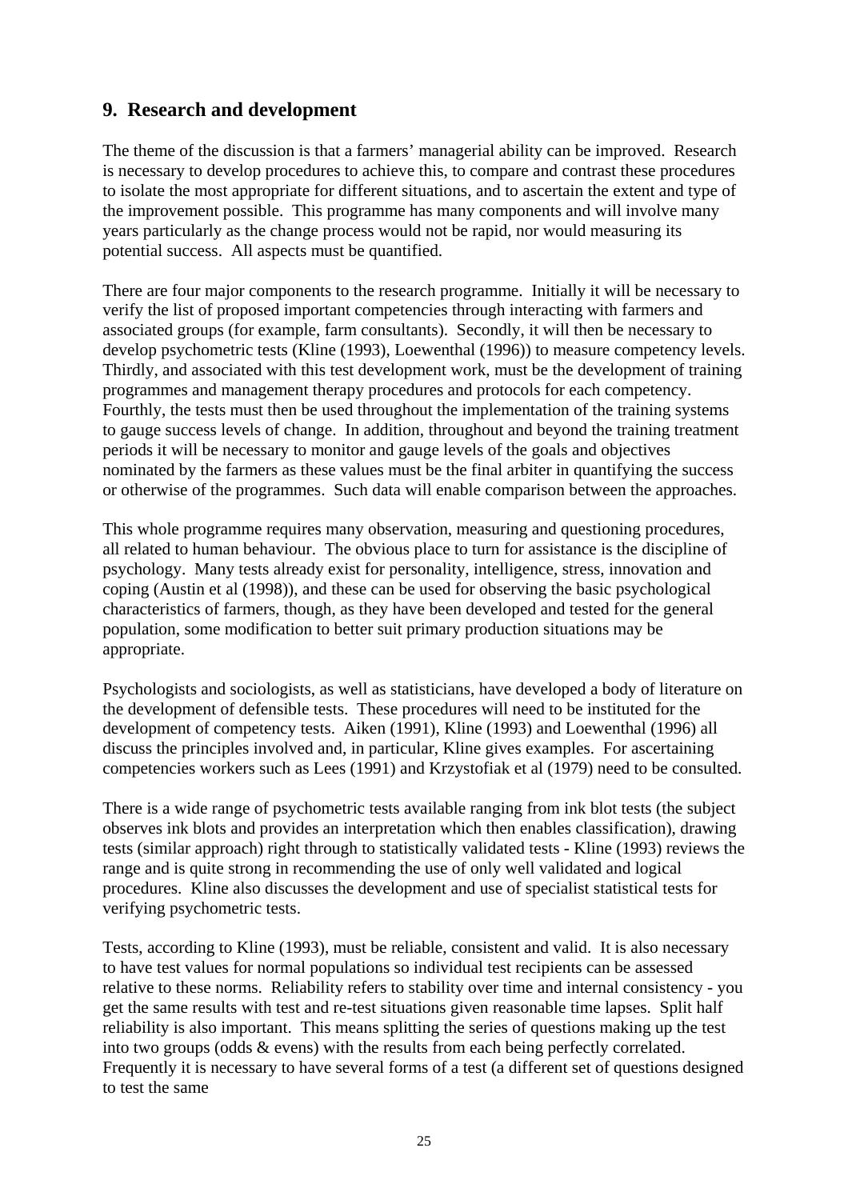## 9. Research and development

The theme of the discussion is that a farmers' managerial ability can be improved. Research is necessary to develop procedures to achieve this, to compare and contrast these procedures to isolate the most appropriate for different situations, and to ascertain the extent and type of the improvement possible. This programme has many components and will involve many years particularly as the change process would not be rapid, nor would measuring its potential success. All aspects must be quantified.

There are four major components to the research programme. Initially it will be necessary to verify the list of proposed important competencies through interacting with farmers and associated groups (for example, farm consultants). Secondly, it will then be necessary to develop psychometric tests (Kline (1993), Loewenthal (1996)) to measure competency levels. Thirdly, and associated with this test development work, must be the development of training programmes and management therapy procedures and protocols for each competency. Fourthly, the tests must then be used throughout the implementation of the training systems to gauge success levels of change. In addition, throughout and beyond the training treatment periods it will be necessary to monitor and gauge levels of the goals and objectives nominated by the farmers as these values must be the final arbiter in quantifying the success or otherwise of the programmes. Such data will enable comparison between the approaches.

This whole programme requires many observation, measuring and questioning procedures, all related to human behaviour. The obvious place to turn for assistance is the discipline of psychology. Many tests already exist for personality, intelligence, stress, innovation and coping (Austin et al (1998)), and these can be used for observing the basic psychological characteristics of farmers, though, as they have been developed and tested for the general population, some modification to better suit primary production situations may be appropriate.

Psychologists and sociologists, as well as statisticians, have developed a body of literature on the development of defensible tests. These procedures will need to be instituted for the development of competency tests. Aiken (1991), Kline (1993) and Loewenthal (1996) all discuss the principles involved and, in particular, Kline gives examples. For ascertaining competencies workers such as Lees (1991) and Krzystofiak et al (1979) need to be consulted.

There is a wide range of psychometric tests available ranging from ink blot tests (the subject observes ink blots and provides an interpretation which then enables classification), drawing tests (similar approach) right through to statistically validated tests - Kline (1993) reviews the range and is quite strong in recommending the use of only well validated and logical procedures. Kline also discusses the development and use of specialist statistical tests for verifying psychometric tests.

Tests, according to Kline (1993), must be reliable, consistent and valid. It is also necessary to have test values for normal populations so individual test recipients can be assessed relative to these norms. Reliability refers to stability over time and internal consistency - you get the same results with test and re-test situations given reasonable time lapses. Split half reliability is also important. This means splitting the series of questions making up the test into two groups (odds & evens) with the results from each being perfectly correlated. Frequently it is necessary to have several forms of a test (a different set of questions designed to test the same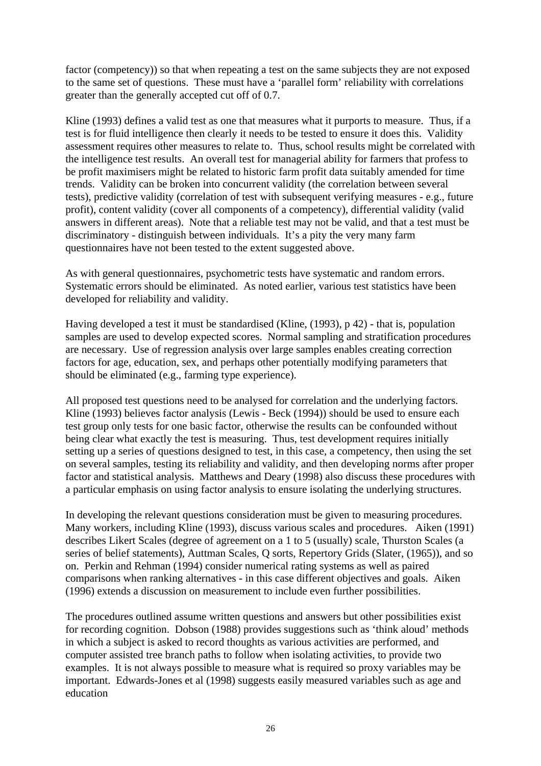factor (competency)) so that when repeating a test on the same subjects they are not exposed to the same set of questions. These must have a 'parallel form' reliability with correlations greater than the generally accepted cut off of 0.7.

Kline (1993) defines a valid test as one that measures what it purports to measure. Thus, if a test is for fluid intelligence then clearly it needs to be tested to ensure it does this. Validity assessment requires other measures to relate to. Thus, school results might be correlated with the intelligence test results. An overall test for managerial ability for farmers that profess to be profit maximisers might be related to historic farm profit data suitably amended for time trends. Validity can be broken into concurrent validity (the correlation between several tests), predictive validity (correlation of test with subsequent verifying measures - e.g., future profit), content validity (cover all components of a competency), differential validity (valid answers in different areas). Note that a reliable test may not be valid, and that a test must be discriminatory - distinguish between individuals. It's a pity the very many farm questionnaires have not been tested to the extent suggested above.

As with general questionnaires, psychometric tests have systematic and random errors. Systematic errors should be eliminated. As noted earlier, various test statistics have been developed for reliability and validity.

Having developed a test it must be standardised (Kline, (1993), p 42) - that is, population samples are used to develop expected scores. Normal sampling and stratification procedures are necessary. Use of regression analysis over large samples enables creating correction factors for age, education, sex, and perhaps other potentially modifying parameters that should be eliminated (e.g., farming type experience).

All proposed test questions need to be analysed for correlation and the underlying factors. Kline (1993) believes factor analysis (Lewis - Beck (1994)) should be used to ensure each test group only tests for one basic factor, otherwise the results can be confounded without being clear what exactly the test is measuring. Thus, test development requires initially setting up a series of questions designed to test, in this case, a competency, then using the set on several samples, testing its reliability and validity, and then developing norms after proper factor and statistical analysis. Matthews and Deary (1998) also discuss these procedures with a particular emphasis on using factor analysis to ensure isolating the underlying structures.

In developing the relevant questions consideration must be given to measuring procedures. Many workers, including Kline (1993), discuss various scales and procedures. Aiken (1991) describes Likert Scales (degree of agreement on a 1 to 5 (usually) scale, Thurston Scales (a series of belief statements), Auttman Scales, Q sorts, Repertory Grids (Slater, (1965)), and so on. Perkin and Rehman (1994) consider numerical rating systems as well as paired comparisons when ranking alternatives - in this case different objectives and goals. Aiken (1996) extends a discussion on measurement to include even further possibilities.

The procedures outlined assume written questions and answers but other possibilities exist for recording cognition. Dobson (1988) provides suggestions such as 'think aloud' methods in which a subject is asked to record thoughts as various activities are performed, and computer assisted tree branch paths to follow when isolating activities, to provide two examples. It is not always possible to measure what is required so proxy variables may be important. Edwards-Jones et al (1998) suggests easily measured variables such as age and education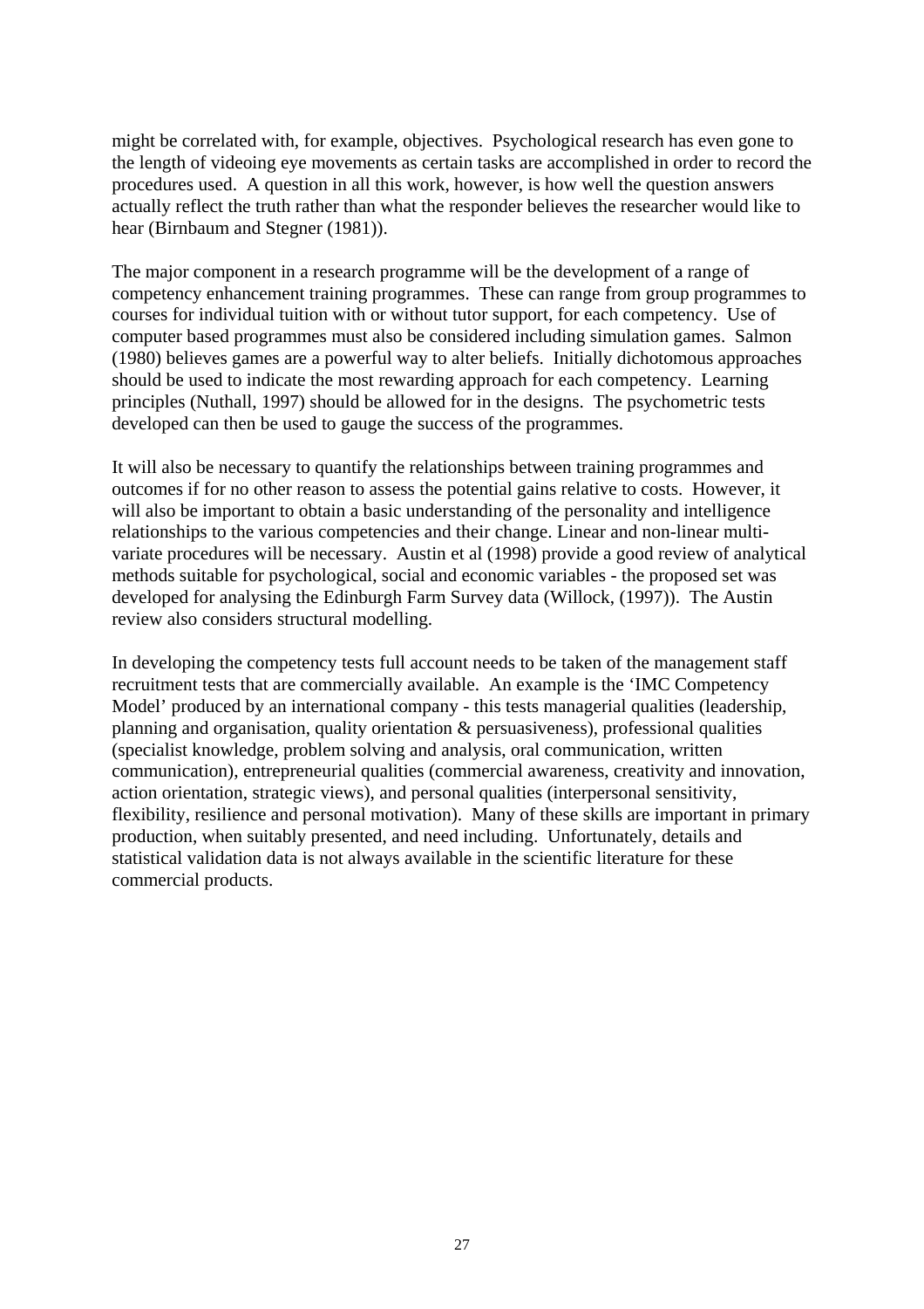might be correlated with, for example, objectives. Psychological research has even gone to the length of videoing eye movements as certain tasks are accomplished in order to record the procedures used. A question in all this work, however, is how well the question answers actually reflect the truth rather than what the responder believes the researcher would like to hear (Birnbaum and Stegner (1981)).

The major component in a research programme will be the development of a range of competency enhancement training programmes. These can range from group programmes to courses for individual tuition with or without tutor support, for each competency. Use of computer based programmes must also be considered including simulation games. Salmon (1980) believes games are a powerful way to alter beliefs. Initially dichotomous approaches should be used to indicate the most rewarding approach for each competency. Learning principles (Nuthall, 1997) should be allowed for in the designs. The psychometric tests developed can then be used to gauge the success of the programmes.

It will also be necessary to quantify the relationships between training programmes and outcomes if for no other reason to assess the potential gains relative to costs. However, it will also be important to obtain a basic understanding of the personality and intelligence relationships to the various competencies and their change. Linear and non-linear multi-variate procedures will be necessary. Austin et al (1998) provide a good review of analytical methods suitable for psychological, social and economic variables - the proposed set was developed for analysing the Edinburgh Farm Survey data (Willock, (1997)). The Austin review also considers structural modelling.

In developing the competency tests full account needs to be taken of the management staff recruitment tests that are commercially available. An example is the 'IMC Competency Model' produced by an international company - this tests managerial qualities (leadership, planning and organisation, quality orientation & persuasiveness), professional qualities (specialist knowledge, problem solving and analysis, oral communication, written communication), entrepreneurial qualities (commercial awareness, creativity and innovation, action orientation, strategic views), and personal qualities (interpersonal sensitivity, flexibility, resilience and personal motivation). Many of these skills are important in primary production, when suitably presented, and need including. Unfortunately, details and statistical validation data is not always available in the scientific literature for these commercial products.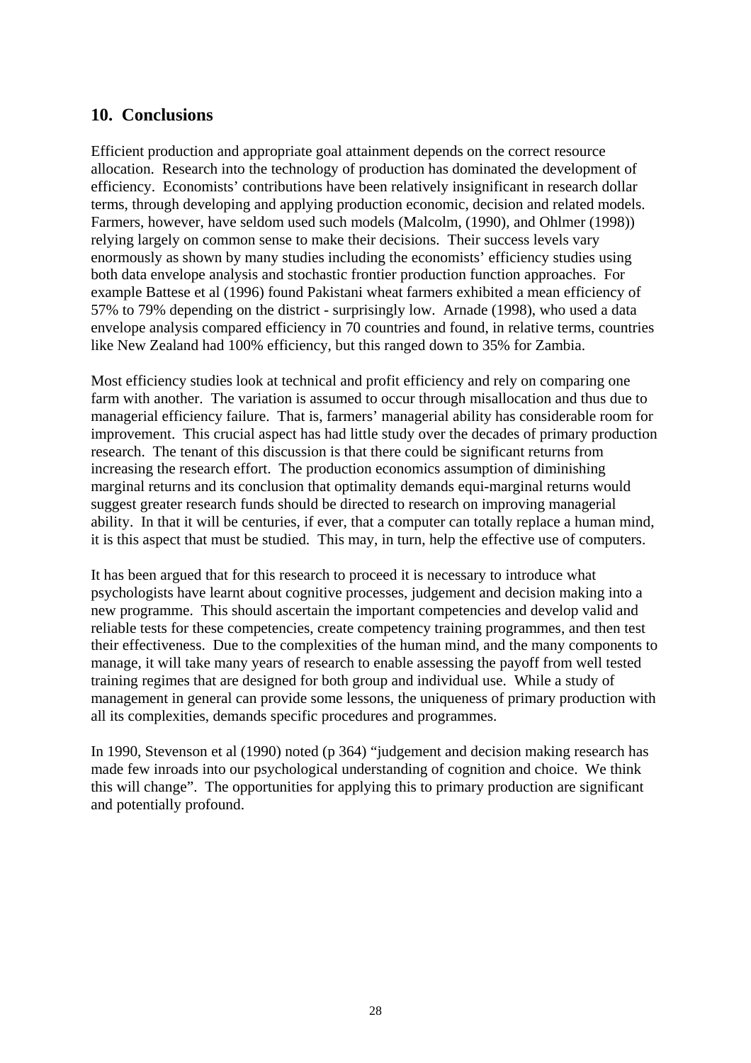## 10. Conclusions

Efficient production and appropriate goal attainment depends on the correct resource allocation. Research into the technology of production has dominated the development of efficiency. Economists' contributions have been relatively insignificant in research dollar terms, through developing and applying production economic, decision and related models. Farmers, however, have seldom used such models (Malcolm, (1990), and Ohlmer (1998)) relying largely on common sense to make their decisions. Their success levels vary enormously as shown by many studies including the economists' efficiency studies using both data envelope analysis and stochastic frontier production function approaches. For example Battese et al (1996) found Pakistani wheat farmers exhibited a mean efficiency of 57% to 79% depending on the district - surprisingly low. Arnade (1998), who used a data envelope analysis compared efficiency in 70 countries and found, in relative terms, countries like New Zealand had 100% efficiency, but this ranged down to 35% for Zambia.

Most efficiency studies look at technical and profit efficiency and rely on comparing one farm with another. The variation is assumed to occur through misallocation and thus due to managerial efficiency failure. That is, farmers' managerial ability has considerable room for improvement. This crucial aspect has had little study over the decades of primary production research. The tenant of this discussion is that there could be significant returns from increasing the research effort. The production economics assumption of diminishing marginal returns and its conclusion that optimality demands equi-marginal returns would suggest greater research funds should be directed to research on improving managerial ability. In that it will be centuries, if ever, that a computer can totally replace a human mind, it is this aspect that must be studied. This may, in turn, help the effective use of computers.

It has been argued that for this research to proceed it is necessary to introduce what psychologists have learnt about cognitive processes, judgement and decision making into a new programme. This should ascertain the important competencies and develop valid and reliable tests for these competencies, create competency training programmes, and then test their effectiveness. Due to the complexities of the human mind, and the many components to manage, it will take many years of research to enable assessing the payoff from well tested training regimes that are designed for both group and individual use. While a study of management in general can provide some lessons, the uniqueness of primary production with all its complexities, demands specific procedures and programmes.

In 1990, Stevenson et al (1990) noted (p 364) "judgement and decision making research has made few inroads into our psychological understanding of cognition and choice. We think this will change". The opportunities for applying this to primary production are significant and potentially profound.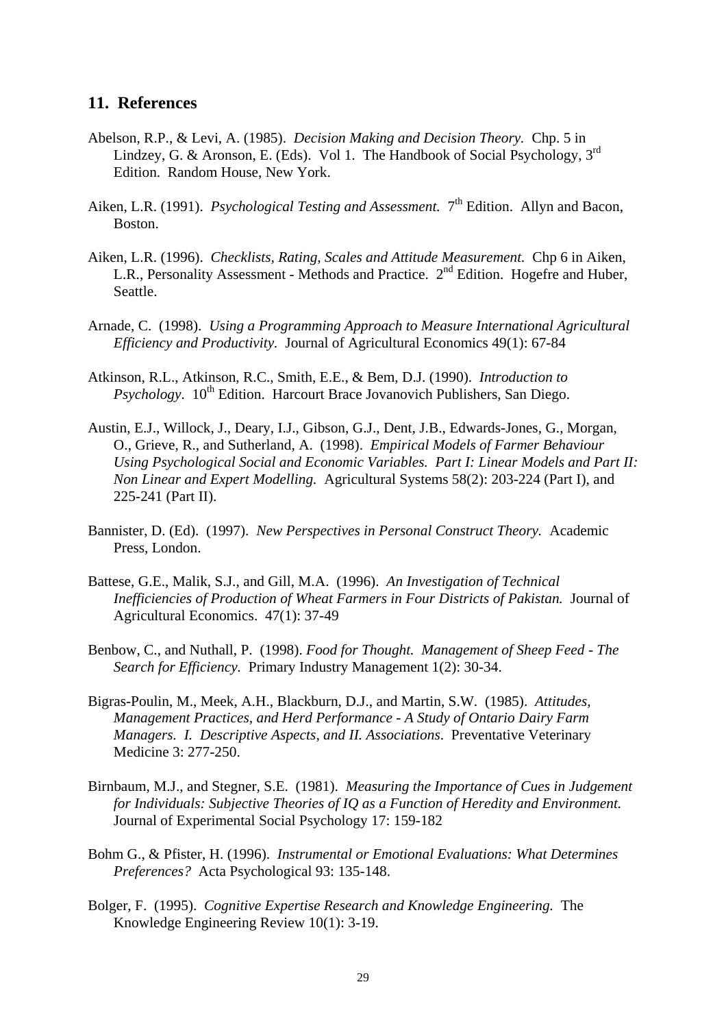## 11. References

Abelson, R.P., & Levi, A. (1985). *Decision Making and Decision Theory.* Chp. 5 in Lindzey, G. & Aronson, E. (Eds). Vol 1. The Handbook of Social Psychology, 3rd Edition. Random House, New York.

Aiken, L.R. (1991). *Psychological Testing and Assessment.* 7th Edition. Allyn and Bacon, Boston.

Aiken, L.R. (1996). *Checklists, Rating, Scales and Attitude Measurement.* Chp 6 in Aiken, L.R., Personality Assessment - Methods and Practice. 2nd Edition. Hogefre and Huber, Seattle.

Arnade, C. (1998). *Using a Programming Approach to Measure International Agricultural Efficiency and Productivity.* Journal of Agricultural Economics 49(1): 67-84

Atkinson, R.L., Atkinson, R.C., Smith, E.E., & Bem, D.J. (1990). *Introduction to Psychology*. 10th Edition. Harcourt Brace Jovanovich Publishers, San Diego.

Austin, E.J., Willock, J., Deary, I.J., Gibson, G.J., Dent, J.B., Edwards-Jones, G., Morgan, O., Grieve, R., and Sutherland, A. (1998). *Empirical Models of Farmer Behaviour Using Psychological Social and Economic Variables. Part I: Linear Models and Part II: Non Linear and Expert Modelling.* Agricultural Systems 58(2): 203-224 (Part I), and 225-241 (Part II).

Bannister, D. (Ed). (1997). *New Perspectives in Personal Construct Theory.* Academic Press, London.

Battese, G.E., Malik, S.J., and Gill, M.A. (1996). *An Investigation of Technical Inefficiencies of Production of Wheat Farmers in Four Districts of Pakistan.* Journal of Agricultural Economics. 47(1): 37-49

Benbow, C., and Nuthall, P. (1998). *Food for Thought. Management of Sheep Feed - The Search for Efficiency.* Primary Industry Management 1(2): 30-34.

Bigras-Poulin, M., Meek, A.H., Blackburn, D.J., and Martin, S.W. (1985). *Attitudes, Management Practices, and Herd Performance - A Study of Ontario Dairy Farm Managers. I. Descriptive Aspects, and II. Associations*. Preventative Veterinary Medicine 3: 277-250.

Birnbaum, M.J., and Stegner, S.E. (1981). *Measuring the Importance of Cues in Judgement for Individuals: Subjective Theories of IQ as a Function of Heredity and Environment.* Journal of Experimental Social Psychology 17: 159-182

Bohm G., & Pfister, H. (1996). *Instrumental or Emotional Evaluations: What Determines Preferences?* Acta Psychological 93: 135-148.

Bolger, F. (1995). *Cognitive Expertise Research and Knowledge Engineering.* The Knowledge Engineering Review 10(1): 3-19.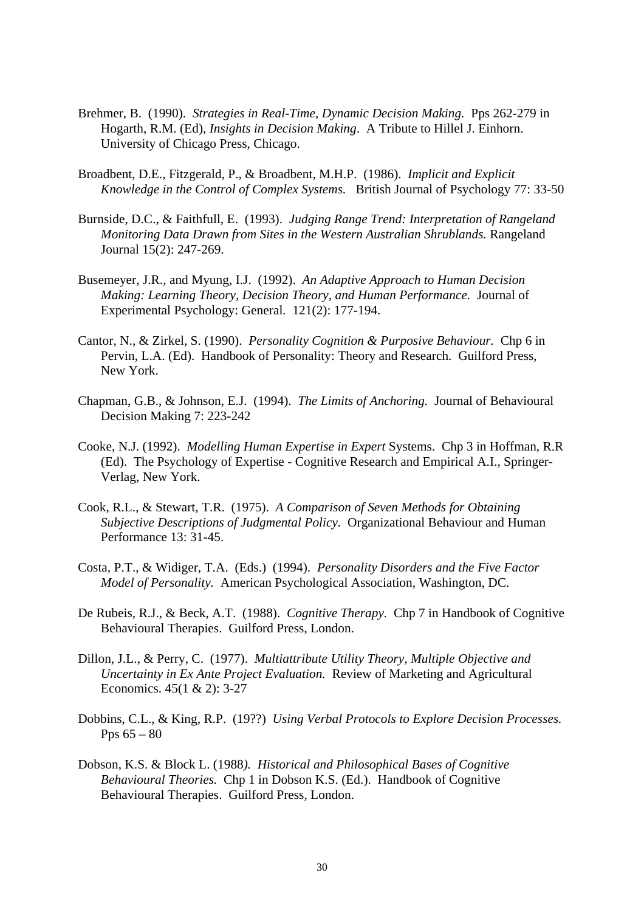Brehmer, B. (1990). *Strategies in Real-Time, Dynamic Decision Making.* Pps 262-279 in Hogarth, R.M. (Ed), *Insights in Decision Making*. A Tribute to Hillel J. Einhorn. University of Chicago Press, Chicago.

Broadbent, D.E., Fitzgerald, P., & Broadbent, M.H.P. (1986). *Implicit and Explicit Knowledge in the Control of Complex Systems.* British Journal of Psychology 77: 33-50

Burnside, D.C., & Faithfull, E. (1993). *Judging Range Trend: Interpretation of Rangeland Monitoring Data Drawn from Sites in the Western Australian Shrublands.* Rangeland Journal 15(2): 247-269.

Busemeyer, J.R., and Myung, I.J. (1992). *An Adaptive Approach to Human Decision Making: Learning Theory, Decision Theory, and Human Performance.* Journal of Experimental Psychology: General. 121(2): 177-194.

Cantor, N., & Zirkel, S. (1990). *Personality Cognition & Purposive Behaviour.* Chp 6 in Pervin, L.A. (Ed). Handbook of Personality: Theory and Research. Guilford Press, New York.

Chapman, G.B., & Johnson, E.J. (1994). *The Limits of Anchoring.* Journal of Behavioural Decision Making 7: 223-242

Cooke, N.J. (1992). *Modelling Human Expertise in Expert* Systems. Chp 3 in Hoffman, R.R (Ed). The Psychology of Expertise - Cognitive Research and Empirical A.I., Springer-Verlag, New York.

Cook, R.L., & Stewart, T.R. (1975). *A Comparison of Seven Methods for Obtaining Subjective Descriptions of Judgmental Policy.* Organizational Behaviour and Human Performance 13: 31-45.

Costa, P.T., & Widiger, T.A. (Eds.) (1994). *Personality Disorders and the Five Factor Model of Personality.* American Psychological Association, Washington, DC.

De Rubeis, R.J., & Beck, A.T. (1988). *Cognitive Therapy.* Chp 7 in Handbook of Cognitive Behavioural Therapies. Guilford Press, London.

Dillon, J.L., & Perry, C. (1977). *Multiattribute Utility Theory, Multiple Objective and Uncertainty in Ex Ante Project Evaluation.* Review of Marketing and Agricultural Economics. 45(1 & 2): 3-27

Dobbins, C.L., & King, R.P. (19??) *Using Verbal Protocols to Explore Decision Processes.* Pps 65 – 80

Dobson, K.S. & Block L. (1988*). Historical and Philosophical Bases of Cognitive Behavioural Theories.* Chp 1 in Dobson K.S. (Ed.). Handbook of Cognitive Behavioural Therapies. Guilford Press, London.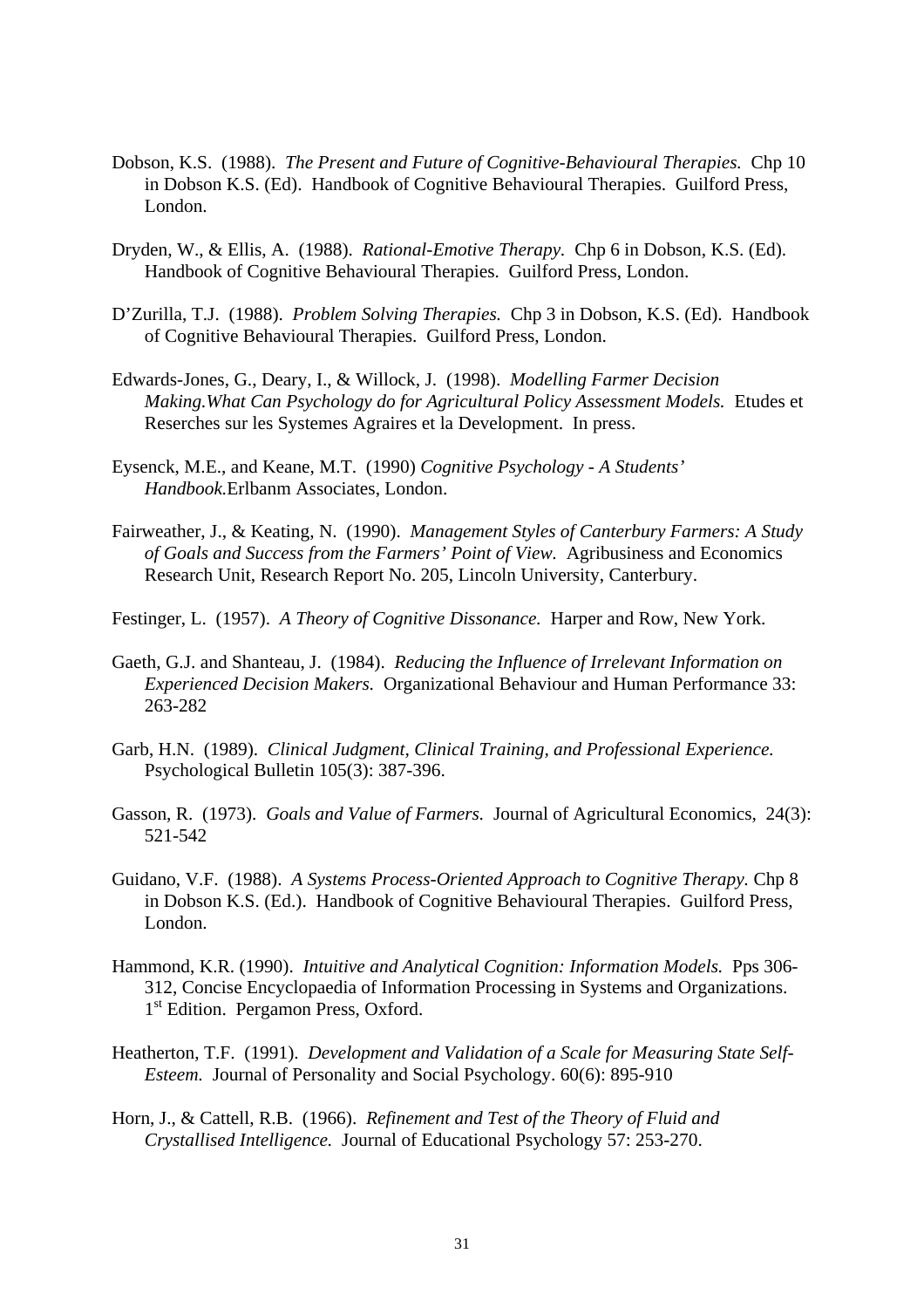Dobson, K.S. (1988). *The Present and Future of Cognitive-Behavioural Therapies.* Chp 10 in Dobson K.S. (Ed). Handbook of Cognitive Behavioural Therapies. Guilford Press, London.

Dryden, W., & Ellis, A. (1988). *Rational-Emotive Therapy.* Chp 6 in Dobson, K.S. (Ed). Handbook of Cognitive Behavioural Therapies. Guilford Press, London.

D'Zurilla, T.J. (1988). *Problem Solving Therapies.* Chp 3 in Dobson, K.S. (Ed). Handbook of Cognitive Behavioural Therapies. Guilford Press, London.

Edwards-Jones, G., Deary, I., & Willock, J. (1998). *Modelling Farmer Decision Making.What Can Psychology do for Agricultural Policy Assessment Models.* Etudes et Reserches sur les Systemes Agraires et la Development. In press.

Eysenck, M.E., and Keane, M.T. (1990) *Cognitive Psychology - A Students' Handbook.*Erlbanm Associates, London.

Fairweather, J., & Keating, N. (1990). *Management Styles of Canterbury Farmers: A Study of Goals and Success from the Farmers' Point of View.* Agribusiness and Economics Research Unit, Research Report No. 205, Lincoln University, Canterbury.

Festinger, L. (1957). *A Theory of Cognitive Dissonance.* Harper and Row, New York.

Gaeth, G.J. and Shanteau, J. (1984). *Reducing the Influence of Irrelevant Information on Experienced Decision Makers.* Organizational Behaviour and Human Performance 33: 263-282

Garb, H.N. (1989). *Clinical Judgment, Clinical Training, and Professional Experience.* Psychological Bulletin 105(3): 387-396.

Gasson, R. (1973). *Goals and Value of Farmers.* Journal of Agricultural Economics, 24(3): 521-542

Guidano, V.F. (1988). *A Systems Process-Oriented Approach to Cognitive Therapy.* Chp 8 in Dobson K.S. (Ed.). Handbook of Cognitive Behavioural Therapies. Guilford Press, London.

Hammond, K.R. (1990). *Intuitive and Analytical Cognition: Information Models.* Pps 306-312, Concise Encyclopaedia of Information Processing in Systems and Organizations. 1st Edition. Pergamon Press, Oxford.

Heatherton, T.F. (1991). *Development and Validation of a Scale for Measuring State Self-Esteem.* Journal of Personality and Social Psychology. 60(6): 895-910

Horn, J., & Cattell, R.B. (1966). *Refinement and Test of the Theory of Fluid and Crystallised Intelligence.* Journal of Educational Psychology 57: 253-270.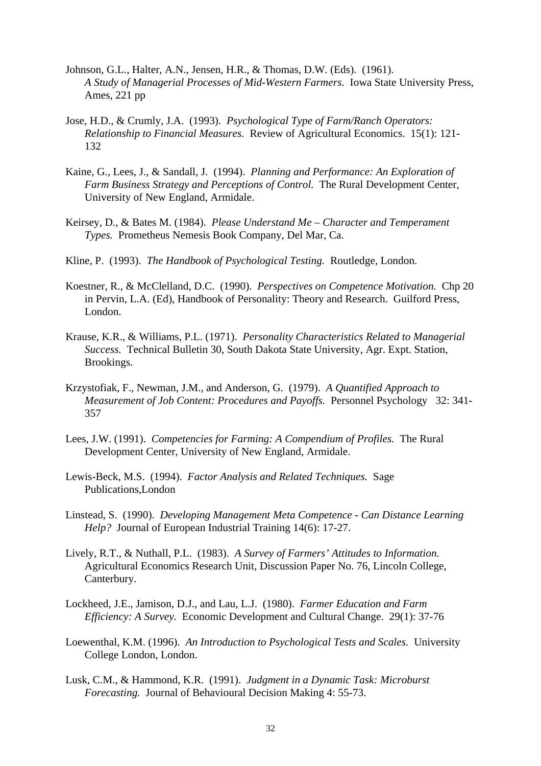Johnson, G.L., Halter, A.N., Jensen, H.R., & Thomas, D.W. (Eds). (1961). *A Study of Managerial Processes of Mid-Western Farmers*. Iowa State University Press, Ames, 221 pp

Jose, H.D., & Crumly, J.A. (1993). *Psychological Type of Farm/Ranch Operators: Relationship to Financial Measures.* Review of Agricultural Economics. 15(1): 121-132

Kaine, G., Lees, J., & Sandall, J. (1994). *Planning and Performance: An Exploration of Farm Business Strategy and Perceptions of Control.* The Rural Development Center, University of New England, Armidale.

Keirsey, D., & Bates M. (1984). *Please Understand Me – Character and Temperament Types.* Prometheus Nemesis Book Company, Del Mar, Ca.

Kline, P. (1993). *The Handbook of Psychological Testing.* Routledge, London.

Koestner, R., & McClelland, D.C. (1990). *Perspectives on Competence Motivation.* Chp 20 in Pervin, L.A. (Ed), Handbook of Personality: Theory and Research. Guilford Press, London.

Krause, K.R., & Williams, P.L. (1971). *Personality Characteristics Related to Managerial Success.* Technical Bulletin 30, South Dakota State University, Agr. Expt. Station, Brookings.

Krzystofiak, F., Newman, J.M., and Anderson, G. (1979). *A Quantified Approach to Measurement of Job Content: Procedures and Payoffs.* Personnel Psychology 32: 341-357

Lees, J.W. (1991). *Competencies for Farming: A Compendium of Profiles.* The Rural Development Center, University of New England, Armidale.

Lewis-Beck, M.S. (1994). *Factor Analysis and Related Techniques.* Sage Publications,London

Linstead, S. (1990). *Developing Management Meta Competence - Can Distance Learning Help?* Journal of European Industrial Training 14(6): 17-27.

Lively, R.T., & Nuthall, P.L. (1983). *A Survey of Farmers' Attitudes to Information.* Agricultural Economics Research Unit, Discussion Paper No. 76, Lincoln College, Canterbury.

Lockheed, J.E., Jamison, D.J., and Lau, L.J. (1980). *Farmer Education and Farm Efficiency: A Survey.* Economic Development and Cultural Change. 29(1): 37-76

Loewenthal, K.M. (1996). *An Introduction to Psychological Tests and Scales.* University College London, London.

Lusk, C.M., & Hammond, K.R. (1991). *Judgment in a Dynamic Task: Microburst Forecasting.* Journal of Behavioural Decision Making 4: 55-73.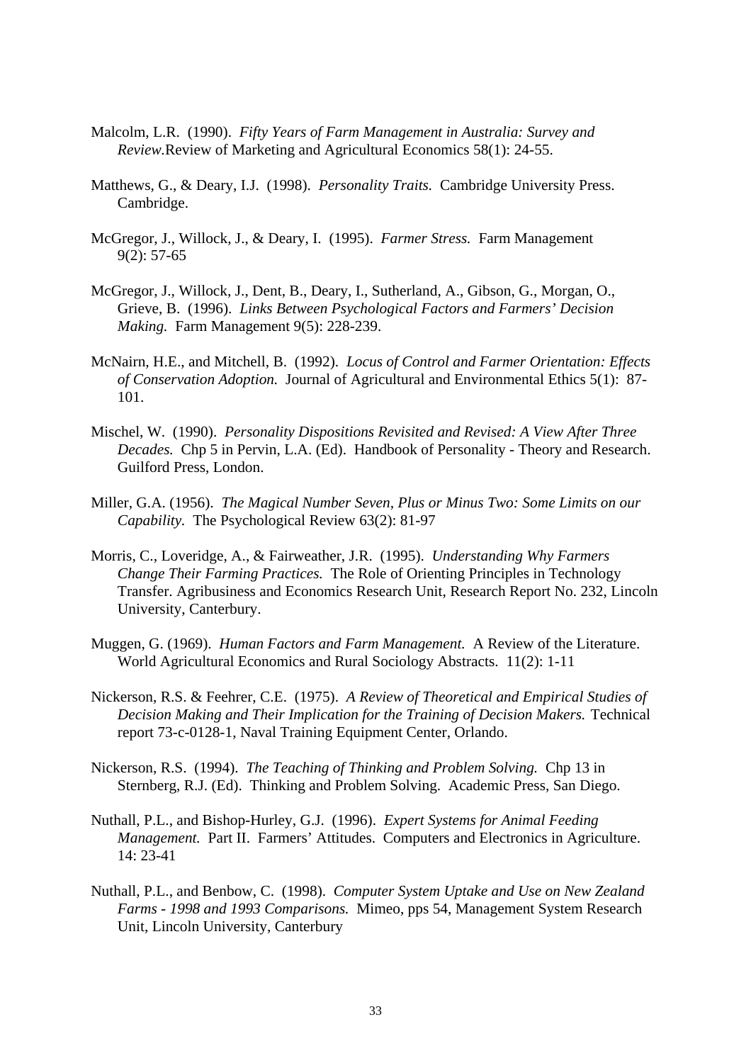Malcolm, L.R. (1990). *Fifty Years of Farm Management in Australia: Survey and Review.*Review of Marketing and Agricultural Economics 58(1): 24-55.

Matthews, G., & Deary, I.J. (1998). *Personality Traits.* Cambridge University Press. Cambridge.

McGregor, J., Willock, J., & Deary, I. (1995). *Farmer Stress.* Farm Management 9(2): 57-65

McGregor, J., Willock, J., Dent, B., Deary, I., Sutherland, A., Gibson, G., Morgan, O., Grieve, B. (1996). *Links Between Psychological Factors and Farmers' Decision Making.* Farm Management 9(5): 228-239.

McNairn, H.E., and Mitchell, B. (1992). *Locus of Control and Farmer Orientation: Effects of Conservation Adoption.* Journal of Agricultural and Environmental Ethics 5(1): 87-101.

Mischel, W. (1990). *Personality Dispositions Revisited and Revised: A View After Three Decades.* Chp 5 in Pervin, L.A. (Ed). Handbook of Personality - Theory and Research. Guilford Press, London.

Miller, G.A. (1956). *The Magical Number Seven, Plus or Minus Two: Some Limits on our Capability.* The Psychological Review 63(2): 81-97

Morris, C., Loveridge, A., & Fairweather, J.R. (1995). *Understanding Why Farmers Change Their Farming Practices.* The Role of Orienting Principles in Technology Transfer. Agribusiness and Economics Research Unit, Research Report No. 232, Lincoln University, Canterbury.

Muggen, G. (1969). *Human Factors and Farm Management.* A Review of the Literature. World Agricultural Economics and Rural Sociology Abstracts. 11(2): 1-11

Nickerson, R.S. & Feehrer, C.E. (1975). *A Review of Theoretical and Empirical Studies of Decision Making and Their Implication for the Training of Decision Makers.* Technical report 73-c-0128-1, Naval Training Equipment Center, Orlando.

Nickerson, R.S. (1994). *The Teaching of Thinking and Problem Solving.* Chp 13 in Sternberg, R.J. (Ed). Thinking and Problem Solving. Academic Press, San Diego.

Nuthall, P.L., and Bishop-Hurley, G.J. (1996). *Expert Systems for Animal Feeding Management.* Part II. Farmers' Attitudes. Computers and Electronics in Agriculture. 14: 23-41

Nuthall, P.L., and Benbow, C. (1998). *Computer System Uptake and Use on New Zealand Farms - 1998 and 1993 Comparisons.* Mimeo, pps 54, Management System Research Unit, Lincoln University, Canterbury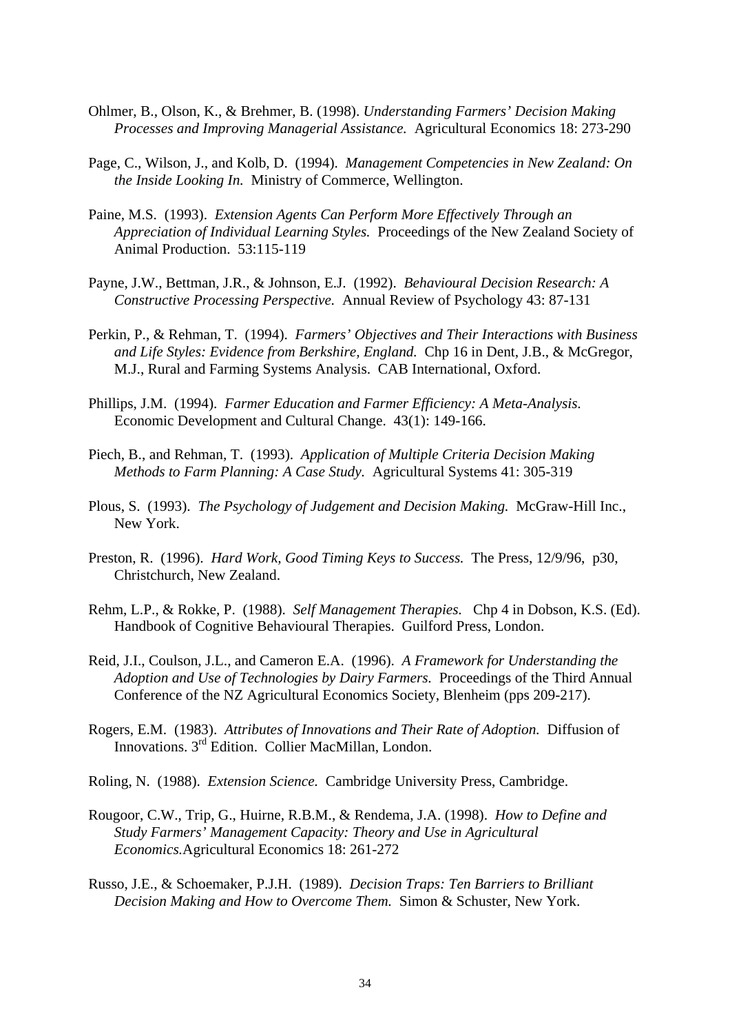Ohlmer, B., Olson, K., & Brehmer, B. (1998). *Understanding Farmers' Decision Making Processes and Improving Managerial Assistance.* Agricultural Economics 18: 273-290

Page, C., Wilson, J., and Kolb, D. (1994). *Management Competencies in New Zealand: On the Inside Looking In.* Ministry of Commerce, Wellington.

Paine, M.S. (1993). *Extension Agents Can Perform More Effectively Through an Appreciation of Individual Learning Styles.* Proceedings of the New Zealand Society of Animal Production. 53:115-119

Payne, J.W., Bettman, J.R., & Johnson, E.J. (1992). *Behavioural Decision Research: A Constructive Processing Perspective.* Annual Review of Psychology 43: 87-131

Perkin, P., & Rehman, T. (1994). *Farmers' Objectives and Their Interactions with Business and Life Styles: Evidence from Berkshire, England.* Chp 16 in Dent, J.B., & McGregor, M.J., Rural and Farming Systems Analysis. CAB International, Oxford.

Phillips, J.M. (1994). *Farmer Education and Farmer Efficiency: A Meta-Analysis.* Economic Development and Cultural Change. 43(1): 149-166.

Piech, B., and Rehman, T. (1993). *Application of Multiple Criteria Decision Making Methods to Farm Planning: A Case Study.* Agricultural Systems 41: 305-319

Plous, S. (1993). *The Psychology of Judgement and Decision Making.* McGraw-Hill Inc., New York.

Preston, R. (1996). *Hard Work, Good Timing Keys to Success.* The Press, 12/9/96, p30, Christchurch, New Zealand.

Rehm, L.P., & Rokke, P. (1988). *Self Management Therapies.* Chp 4 in Dobson, K.S. (Ed). Handbook of Cognitive Behavioural Therapies. Guilford Press, London.

Reid, J.I., Coulson, J.L., and Cameron E.A. (1996). *A Framework for Understanding the Adoption and Use of Technologies by Dairy Farmers.* Proceedings of the Third Annual Conference of the NZ Agricultural Economics Society, Blenheim (pps 209-217).

Rogers, E.M. (1983). *Attributes of Innovations and Their Rate of Adoption.* Diffusion of Innovations. 3rd Edition. Collier MacMillan, London.

Roling, N. (1988). *Extension Science.* Cambridge University Press, Cambridge.

Rougoor, C.W., Trip, G., Huirne, R.B.M., & Rendema, J.A. (1998). *How to Define and Study Farmers' Management Capacity: Theory and Use in Agricultural Economics.* Agricultural Economics 18: 261-272

Russo, J.E., & Schoemaker, P.J.H. (1989). *Decision Traps: Ten Barriers to Brilliant Decision Making and How to Overcome Them.* Simon & Schuster, New York.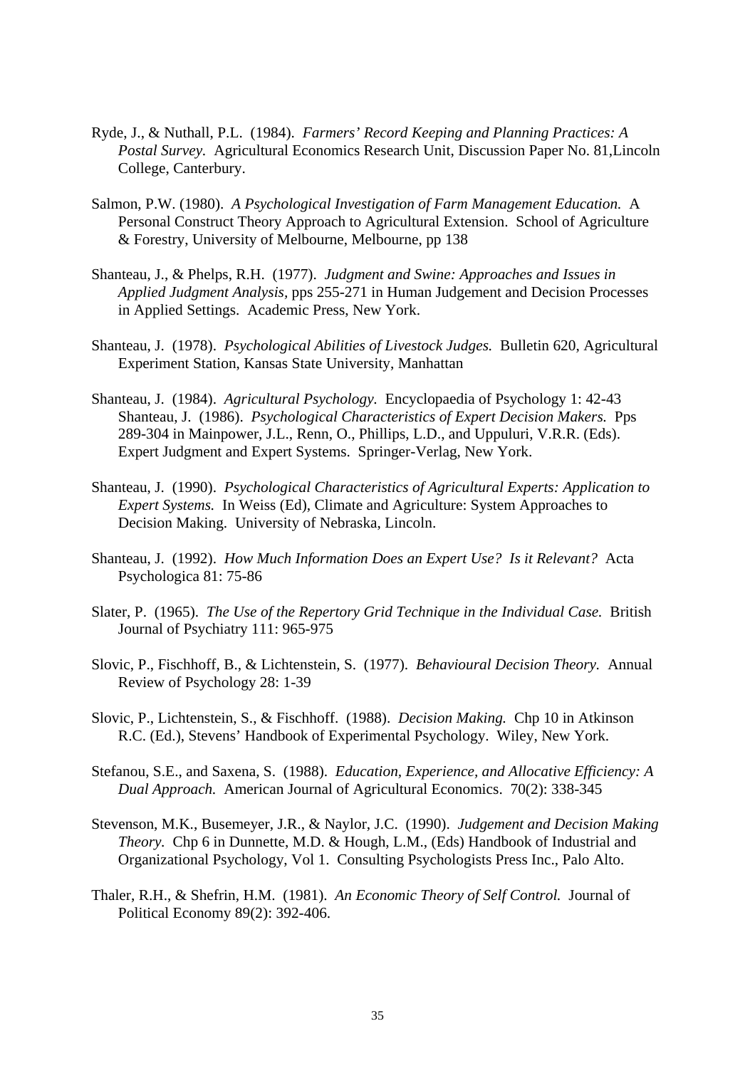Ryde, J., & Nuthall, P.L. (1984). *Farmers' Record Keeping and Planning Practices: A Postal Survey.* Agricultural Economics Research Unit, Discussion Paper No. 81,Lincoln College, Canterbury.

Salmon, P.W. (1980). *A Psychological Investigation of Farm Management Education.* A Personal Construct Theory Approach to Agricultural Extension. School of Agriculture & Forestry, University of Melbourne, Melbourne, pp 138

Shanteau, J., & Phelps, R.H. (1977). *Judgment and Swine: Approaches and Issues in Applied Judgment Analysis,* pps 255-271 in Human Judgement and Decision Processes in Applied Settings. Academic Press, New York.

Shanteau, J. (1978). *Psychological Abilities of Livestock Judges.* Bulletin 620, Agricultural Experiment Station, Kansas State University, Manhattan

Shanteau, J. (1984). *Agricultural Psychology.* Encyclopaedia of Psychology 1: 42-43
Shanteau, J. (1986). *Psychological Characteristics of Expert Decision Makers.* Pps 289-304 in Mainpower, J.L., Renn, O., Phillips, L.D., and Uppuluri, V.R.R. (Eds). Expert Judgment and Expert Systems. Springer-Verlag, New York.

Shanteau, J. (1990). *Psychological Characteristics of Agricultural Experts: Application to Expert Systems.* In Weiss (Ed), Climate and Agriculture: System Approaches to Decision Making. University of Nebraska, Lincoln.

Shanteau, J. (1992). *How Much Information Does an Expert Use? Is it Relevant?* Acta Psychologica 81: 75-86

Slater, P. (1965). *The Use of the Repertory Grid Technique in the Individual Case.* British Journal of Psychiatry 111: 965-975

Slovic, P., Fischhoff, B., & Lichtenstein, S. (1977). *Behavioural Decision Theory.* Annual Review of Psychology 28: 1-39

Slovic, P., Lichtenstein, S., & Fischhoff. (1988). *Decision Making.* Chp 10 in Atkinson R.C. (Ed.), Stevens' Handbook of Experimental Psychology. Wiley, New York.

Stefanou, S.E., and Saxena, S. (1988). *Education, Experience, and Allocative Efficiency: A Dual Approach.* American Journal of Agricultural Economics. 70(2): 338-345

Stevenson, M.K., Busemeyer, J.R., & Naylor, J.C. (1990). *Judgement and Decision Making Theory.* Chp 6 in Dunnette, M.D. & Hough, L.M., (Eds) Handbook of Industrial and Organizational Psychology, Vol 1. Consulting Psychologists Press Inc., Palo Alto.

Thaler, R.H., & Shefrin, H.M. (1981). *An Economic Theory of Self Control.* Journal of Political Economy 89(2): 392-406.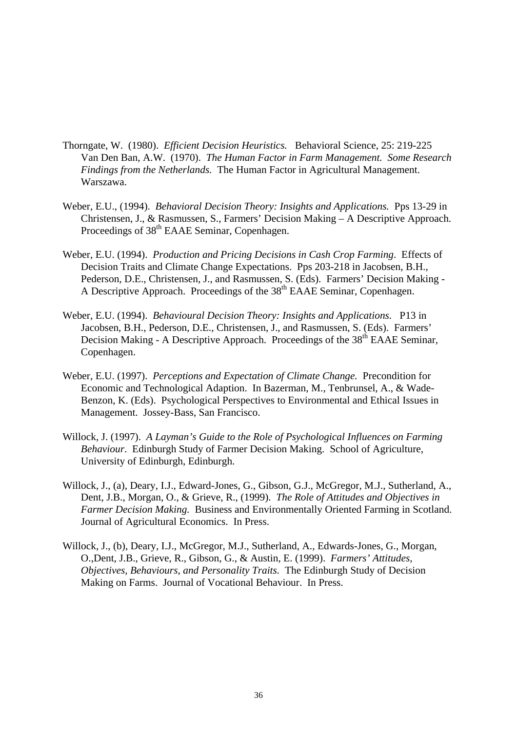Thorngate, W. (1980). *Efficient Decision Heuristics.* Behavioral Science, 25: 219-225

Van Den Ban, A.W. (1970). *The Human Factor in Farm Management. Some Research Findings from the Netherlands.* The Human Factor in Agricultural Management. Warszawa.

Weber, E.U., (1994). *Behavioral Decision Theory: Insights and Applications.* Pps 13-29 in Christensen, J., & Rasmussen, S., Farmers' Decision Making – A Descriptive Approach. Proceedings of 38th EAAE Seminar, Copenhagen.

Weber, E.U. (1994). *Production and Pricing Decisions in Cash Crop Farming*. Effects of Decision Traits and Climate Change Expectations. Pps 203-218 in Jacobsen, B.H., Pederson, D.E., Christensen, J., and Rasmussen, S. (Eds). Farmers' Decision Making - A Descriptive Approach. Proceedings of the 38th EAAE Seminar, Copenhagen.

Weber, E.U. (1994). *Behavioural Decision Theory: Insights and Applications.* P13 in Jacobsen, B.H., Pederson, D.E., Christensen, J., and Rasmussen, S. (Eds). Farmers' Decision Making - A Descriptive Approach. Proceedings of the 38th EAAE Seminar, Copenhagen.

Weber, E.U. (1997). *Perceptions and Expectation of Climate Change.* Precondition for Economic and Technological Adaption. In Bazerman, M., Tenbrunsel, A., & Wade-Benzon, K. (Eds). Psychological Perspectives to Environmental and Ethical Issues in Management. Jossey-Bass, San Francisco.

Willock, J. (1997). *A Layman's Guide to the Role of Psychological Influences on Farming Behaviour*. Edinburgh Study of Farmer Decision Making. School of Agriculture, University of Edinburgh, Edinburgh.

Willock, J., (a), Deary, I.J., Edward-Jones, G., Gibson, G.J., McGregor, M.J., Sutherland, A., Dent, J.B., Morgan, O., & Grieve, R., (1999). *The Role of Attitudes and Objectives in Farmer Decision Making.* Business and Environmentally Oriented Farming in Scotland. Journal of Agricultural Economics. In Press.

Willock, J., (b), Deary, I.J., McGregor, M.J., Sutherland, A., Edwards-Jones, G., Morgan, O.,Dent, J.B., Grieve, R., Gibson, G., & Austin, E. (1999). *Farmers' Attitudes, Objectives, Behaviours, and Personality Traits.* The Edinburgh Study of Decision Making on Farms. Journal of Vocational Behaviour. In Press.